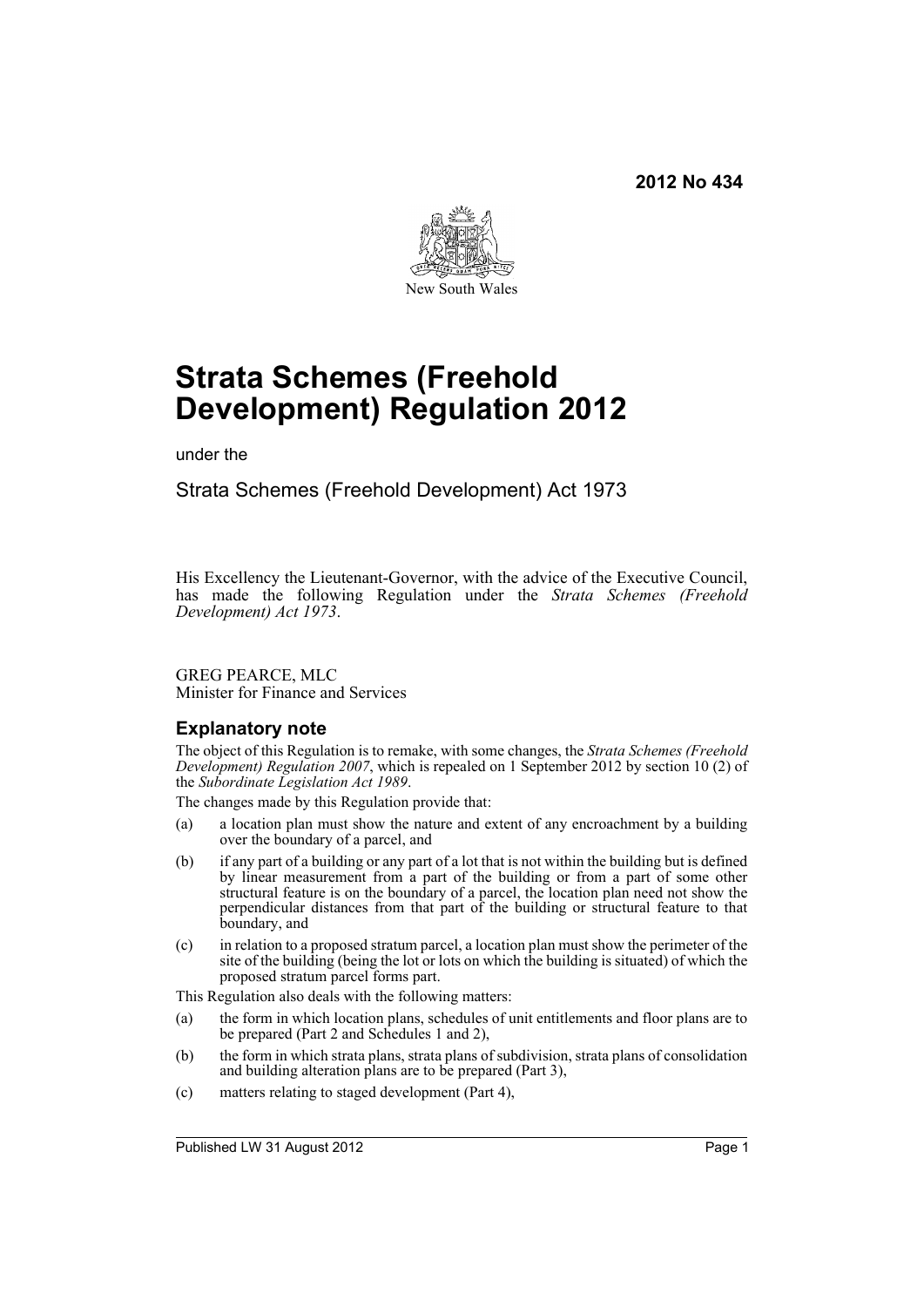**2012 No 434**

New South Wales

# Strata Schemes (Freehold Development) Regulation 2012

under the

Strata Schemes (Freehold Development) Act 1973

His Excellency the Lieutenant-Governor, with the advice of the Executive Council, has made the following Regulation under the *Strata Schemes (Freehold Development) Act 1973*.

GREG PEARCE, MLC
Minister for Finance and Services

## Explanatory note

The object of this Regulation is to remake, with some changes, the *Strata Schemes (Freehold Development) Regulation 2007*, which is repealed on 1 September 2012 by section 10 (2) of the *Subordinate Legislation Act 1989*.

The changes made by this Regulation provide that:

- (a) a location plan must show the nature and extent of any encroachment by a building over the boundary of a parcel, and
- (b) if any part of a building or any part of a lot that is not within the building but is defined by linear measurement from a part of the building or from a part of some other structural feature is on the boundary of a parcel, the location plan need not show the perpendicular distances from that part of the building or structural feature to that boundary, and
- (c) in relation to a proposed stratum parcel, a location plan must show the perimeter of the site of the building (being the lot or lots on which the building is situated) of which the proposed stratum parcel forms part.

This Regulation also deals with the following matters:

- (a) the form in which location plans, schedules of unit entitlements and floor plans are to be prepared (Part 2 and Schedules 1 and 2),
- (b) the form in which strata plans, strata plans of subdivision, strata plans of consolidation and building alteration plans are to be prepared (Part 3),
- (c) matters relating to staged development (Part 4),

Published LW 31 August 2012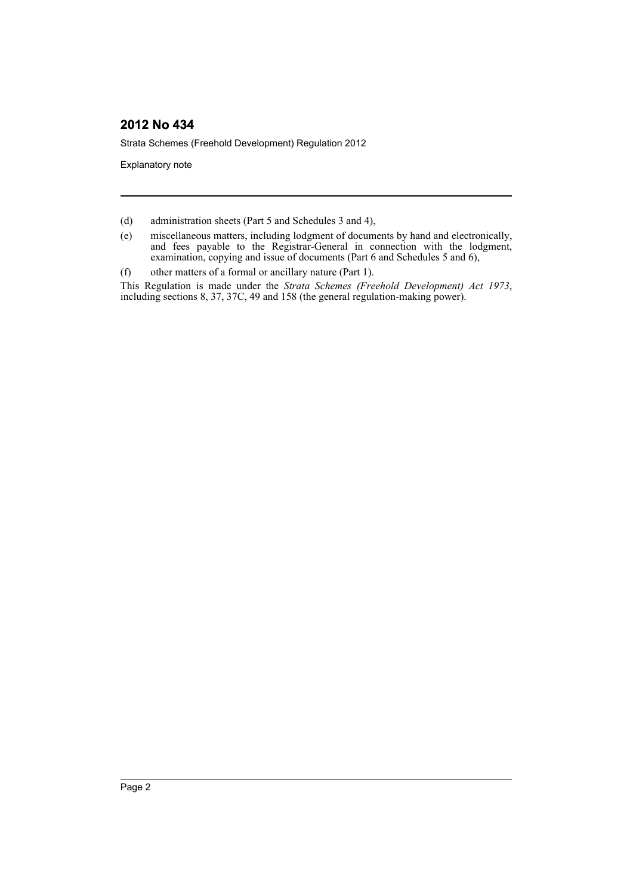(d) administration sheets (Part 5 and Schedules 3 and 4),

(e) miscellaneous matters, including lodgment of documents by hand and electronically, and fees payable to the Registrar-General in connection with the lodgment, examination, copying and issue of documents (Part 6 and Schedules 5 and 6),

(f) other matters of a formal or ancillary nature (Part 1).

This Regulation is made under the *Strata Schemes (Freehold Development) Act 1973*, including sections 8, 37, 37C, 49 and 158 (the general regulation-making power).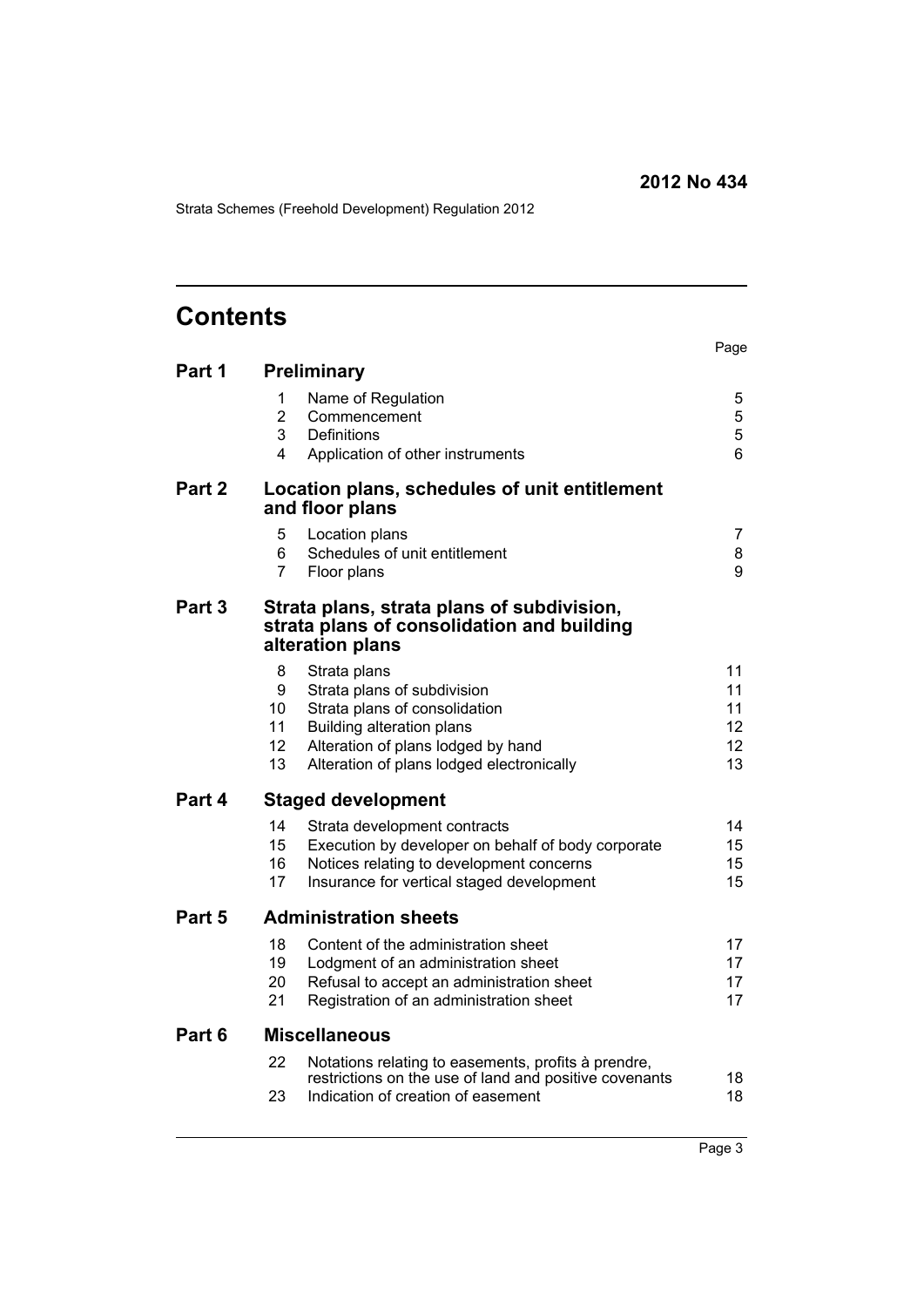**2012 No 434**

Strata Schemes (Freehold Development) Regulation 2012

# Contents

| | | | Page |
|---|---|---|---|
| **Part 1** | **Preliminary** | | |
| | 1 | Name of Regulation | 5 |
| | 2 | Commencement | 5 |
| | 3 | Definitions | 5 |
| | 4 | Application of other instruments | 6 |
| **Part 2** | **Location plans, schedules of unit entitlement and floor plans** | | |
| | 5 | Location plans | 7 |
| | 6 | Schedules of unit entitlement | 8 |
| | 7 | Floor plans | 9 |
| **Part 3** | **Strata plans, strata plans of subdivision, strata plans of consolidation and building alteration plans** | | |
| | 8 | Strata plans | 11 |
| | 9 | Strata plans of subdivision | 11 |
| | 10 | Strata plans of consolidation | 11 |
| | 11 | Building alteration plans | 12 |
| | 12 | Alteration of plans lodged by hand | 12 |
| | 13 | Alteration of plans lodged electronically | 13 |
| **Part 4** | **Staged development** | | |
| | 14 | Strata development contracts | 14 |
| | 15 | Execution by developer on behalf of body corporate | 15 |
| | 16 | Notices relating to development concerns | 15 |
| | 17 | Insurance for vertical staged development | 15 |
| **Part 5** | **Administration sheets** | | |
| | 18 | Content of the administration sheet | 17 |
| | 19 | Lodgment of an administration sheet | 17 |
| | 20 | Refusal to accept an administration sheet | 17 |
| | 21 | Registration of an administration sheet | 17 |
| **Part 6** | **Miscellaneous** | | |
| | 22 | Notations relating to easements, profits à prendre, restrictions on the use of land and positive covenants | 18 |
| | 23 | Indication of creation of easement | 18 |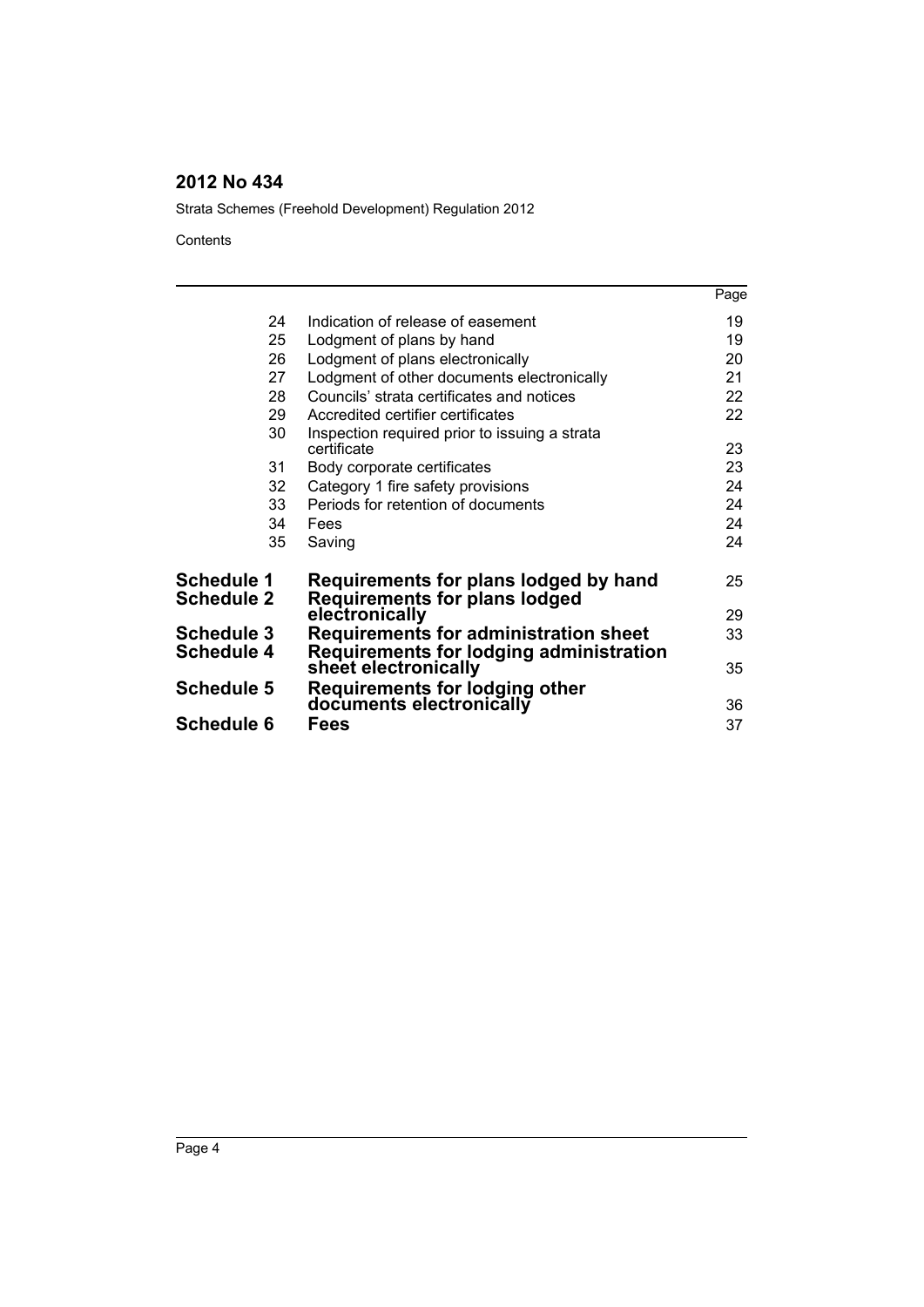Contents

| | | Page |
|---|---|---|
| 24 | Indication of release of easement | 19 |
| 25 | Lodgment of plans by hand | 19 |
| 26 | Lodgment of plans electronically | 20 |
| 27 | Lodgment of other documents electronically | 21 |
| 28 | Councils' strata certificates and notices | 22 |
| 29 | Accredited certifier certificates | 22 |
| 30 | Inspection required prior to issuing a strata certificate | 23 |
| 31 | Body corporate certificates | 23 |
| 32 | Category 1 fire safety provisions | 24 |
| 33 | Periods for retention of documents | 24 |
| 34 | Fees | 24 |
| 35 | Saving | 24 |
| **Schedule 1** | **Requirements for plans lodged by hand** | 25 |
| **Schedule 2** | **Requirements for plans lodged electronically** | 29 |
| **Schedule 3** | **Requirements for administration sheet** | 33 |
| **Schedule 4** | **Requirements for lodging administration sheet electronically** | 35 |
| **Schedule 5** | **Requirements for lodging other documents electronically** | 36 |
| **Schedule 6** | **Fees** | 37 |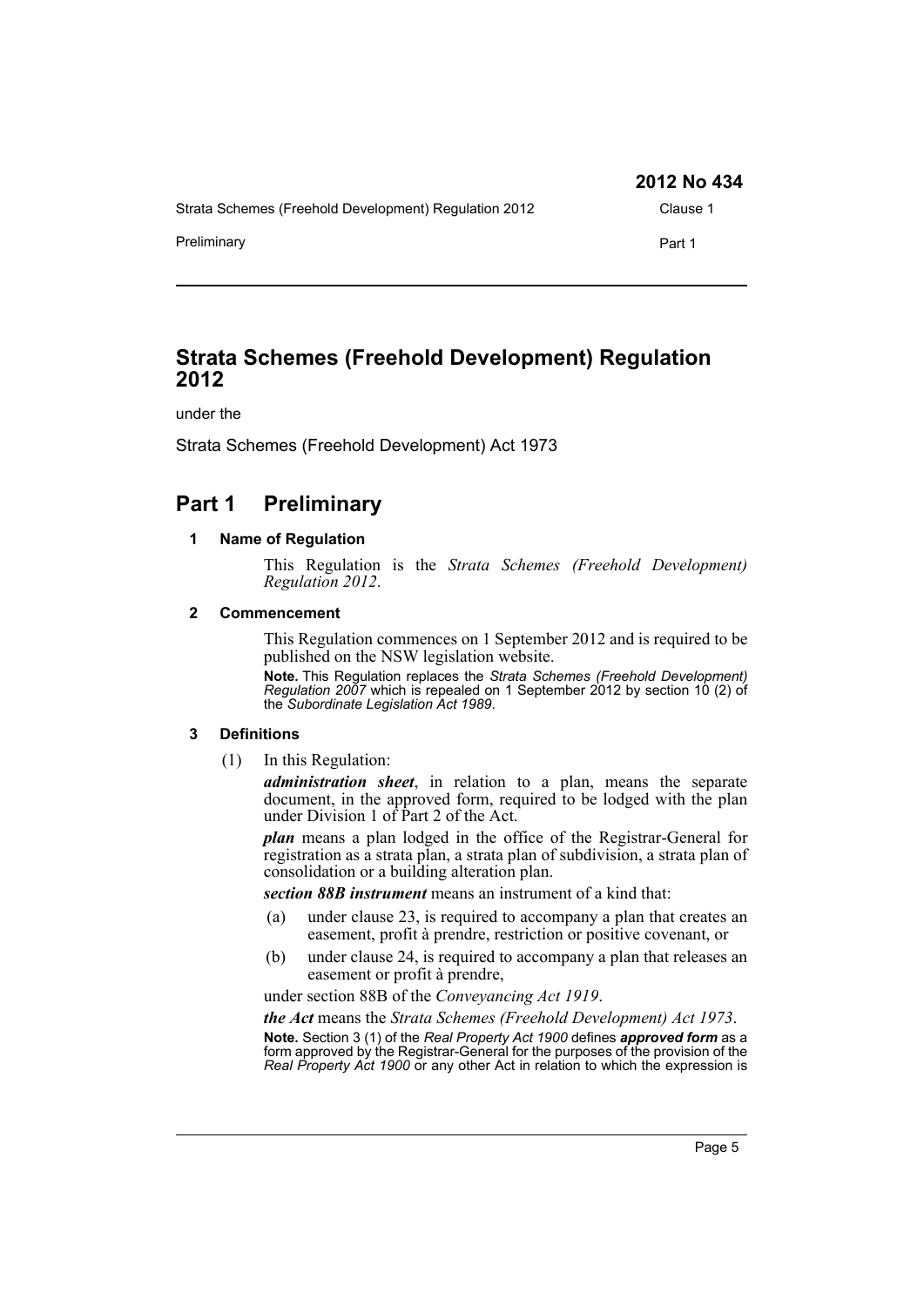# Strata Schemes (Freehold Development) Regulation 2012

under the

Strata Schemes (Freehold Development) Act 1973

## Part 1 Preliminary

### 1 Name of Regulation

This Regulation is the *Strata Schemes (Freehold Development) Regulation 2012*.

### 2 Commencement

This Regulation commences on 1 September 2012 and is required to be published on the NSW legislation website.

**Note.** This Regulation replaces the *Strata Schemes (Freehold Development) Regulation 2007* which is repealed on 1 September 2012 by section 10 (2) of the *Subordinate Legislation Act 1989*.

### 3 Definitions

(1) In this Regulation:

***administration sheet***, in relation to a plan, means the separate document, in the approved form, required to be lodged with the plan under Division 1 of Part 2 of the Act.

***plan*** means a plan lodged in the office of the Registrar-General for registration as a strata plan, a strata plan of subdivision, a strata plan of consolidation or a building alteration plan.

***section 88B instrument*** means an instrument of a kind that:

- (a) under clause 23, is required to accompany a plan that creates an easement, profit à prendre, restriction or positive covenant, or
- (b) under clause 24, is required to accompany a plan that releases an easement or profit à prendre,

under section 88B of the *Conveyancing Act 1919*.

***the Act*** means the *Strata Schemes (Freehold Development) Act 1973*.

**Note.** Section 3 (1) of the *Real Property Act 1900* defines ***approved form*** as a form approved by the Registrar-General for the purposes of the provision of the *Real Property Act 1900* or any other Act in relation to which the expression is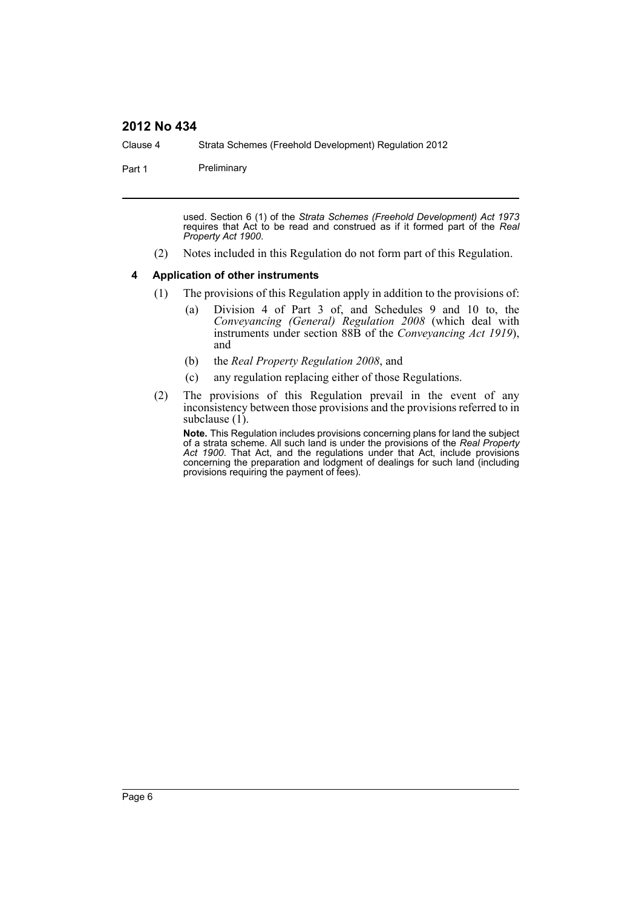used. Section 6 (1) of the *Strata Schemes (Freehold Development) Act 1973* requires that Act to be read and construed as if it formed part of the *Real Property Act 1900*.

(2) Notes included in this Regulation do not form part of this Regulation.

#### 4 Application of other instruments

(1) The provisions of this Regulation apply in addition to the provisions of:

(a) Division 4 of Part 3 of, and Schedules 9 and 10 to, the *Conveyancing (General) Regulation 2008* (which deal with instruments under section 88B of the *Conveyancing Act 1919*), and

(b) the *Real Property Regulation 2008*, and

(c) any regulation replacing either of those Regulations.

(2) The provisions of this Regulation prevail in the event of any inconsistency between those provisions and the provisions referred to in subclause (1).

**Note.** This Regulation includes provisions concerning plans for land the subject of a strata scheme. All such land is under the provisions of the *Real Property Act 1900*. That Act, and the regulations under that Act, include provisions concerning the preparation and lodgment of dealings for such land (including provisions requiring the payment of fees).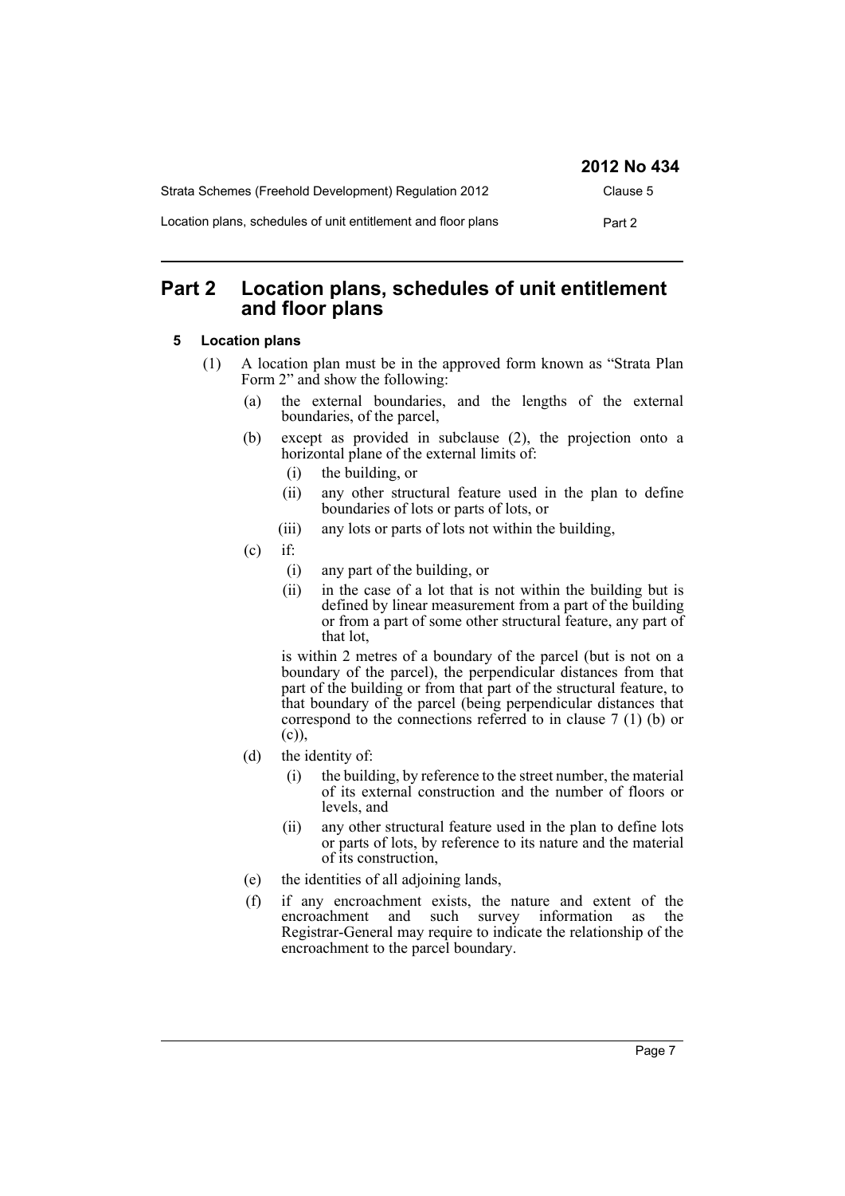# Part 2 Location plans, schedules of unit entitlement and floor plans

## 5 Location plans

(1) A location plan must be in the approved form known as "Strata Plan Form 2" and show the following:

(a) the external boundaries, and the lengths of the external boundaries, of the parcel,

(b) except as provided in subclause (2), the projection onto a horizontal plane of the external limits of:

(i) the building, or

(ii) any other structural feature used in the plan to define boundaries of lots or parts of lots, or

(iii) any lots or parts of lots not within the building,

(c) if:

(i) any part of the building, or

(ii) in the case of a lot that is not within the building but is defined by linear measurement from a part of the building or from a part of some other structural feature, any part of that lot,

is within 2 metres of a boundary of the parcel (but is not on a boundary of the parcel), the perpendicular distances from that part of the building or from that part of the structural feature, to that boundary of the parcel (being perpendicular distances that correspond to the connections referred to in clause 7 (1) (b) or (c)),

(d) the identity of:

(i) the building, by reference to the street number, the material of its external construction and the number of floors or levels, and

(ii) any other structural feature used in the plan to define lots or parts of lots, by reference to its nature and the material of its construction,

(e) the identities of all adjoining lands,

(f) if any encroachment exists, the nature and extent of the encroachment and such survey information as the Registrar-General may require to indicate the relationship of the encroachment to the parcel boundary.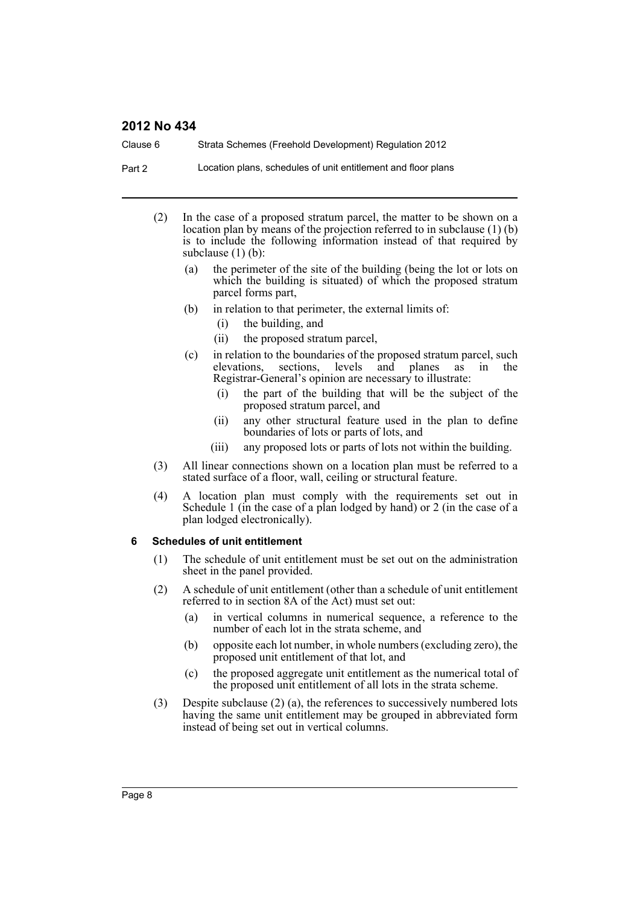(2) In the case of a proposed stratum parcel, the matter to be shown on a location plan by means of the projection referred to in subclause (1) (b) is to include the following information instead of that required by subclause (1) (b):

- (a) the perimeter of the site of the building (being the lot or lots on which the building is situated) of which the proposed stratum parcel forms part,
- (b) in relation to that perimeter, the external limits of:
  - (i) the building, and
  - (ii) the proposed stratum parcel,
- (c) in relation to the boundaries of the proposed stratum parcel, such elevations, sections, levels and planes as in the Registrar-General's opinion are necessary to illustrate:
  - (i) the part of the building that will be the subject of the proposed stratum parcel, and
  - (ii) any other structural feature used in the plan to define boundaries of lots or parts of lots, and
  - (iii) any proposed lots or parts of lots not within the building.

(3) All linear connections shown on a location plan must be referred to a stated surface of a floor, wall, ceiling or structural feature.

(4) A location plan must comply with the requirements set out in Schedule 1 (in the case of a plan lodged by hand) or 2 (in the case of a plan lodged electronically).

### 6 Schedules of unit entitlement

(1) The schedule of unit entitlement must be set out on the administration sheet in the panel provided.

(2) A schedule of unit entitlement (other than a schedule of unit entitlement referred to in section 8A of the Act) must set out:

- (a) in vertical columns in numerical sequence, a reference to the number of each lot in the strata scheme, and
- (b) opposite each lot number, in whole numbers (excluding zero), the proposed unit entitlement of that lot, and
- (c) the proposed aggregate unit entitlement as the numerical total of the proposed unit entitlement of all lots in the strata scheme.

(3) Despite subclause (2) (a), the references to successively numbered lots having the same unit entitlement may be grouped in abbreviated form instead of being set out in vertical columns.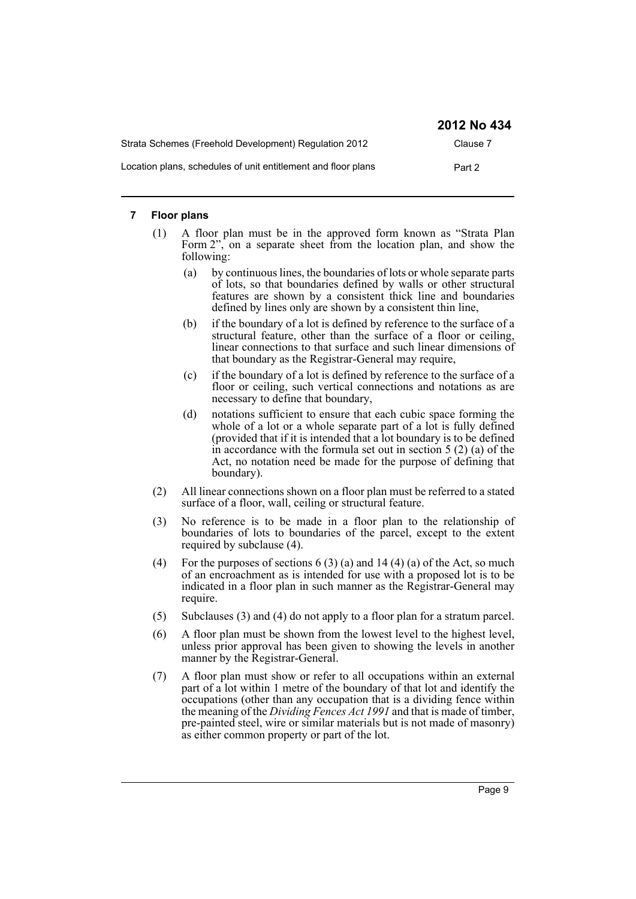### 7 Floor plans

(1) A floor plan must be in the approved form known as "Strata Plan Form 2", on a separate sheet from the location plan, and show the following:

(a) by continuous lines, the boundaries of lots or whole separate parts of lots, so that boundaries defined by walls or other structural features are shown by a consistent thick line and boundaries defined by lines only are shown by a consistent thin line,

(b) if the boundary of a lot is defined by reference to the surface of a structural feature, other than the surface of a floor or ceiling, linear connections to that surface and such linear dimensions of that boundary as the Registrar-General may require,

(c) if the boundary of a lot is defined by reference to the surface of a floor or ceiling, such vertical connections and notations as are necessary to define that boundary,

(d) notations sufficient to ensure that each cubic space forming the whole of a lot or a whole separate part of a lot is fully defined (provided that if it is intended that a lot boundary is to be defined in accordance with the formula set out in section 5 (2) (a) of the Act, no notation need be made for the purpose of defining that boundary).

(2) All linear connections shown on a floor plan must be referred to a stated surface of a floor, wall, ceiling or structural feature.

(3) No reference is to be made in a floor plan to the relationship of boundaries of lots to boundaries of the parcel, except to the extent required by subclause (4).

(4) For the purposes of sections 6 (3) (a) and 14 (4) (a) of the Act, so much of an encroachment as is intended for use with a proposed lot is to be indicated in a floor plan in such manner as the Registrar-General may require.

(5) Subclauses (3) and (4) do not apply to a floor plan for a stratum parcel.

(6) A floor plan must be shown from the lowest level to the highest level, unless prior approval has been given to showing the levels in another manner by the Registrar-General.

(7) A floor plan must show or refer to all occupations within an external part of a lot within 1 metre of the boundary of that lot and identify the occupations (other than any occupation that is a dividing fence within the meaning of the *Dividing Fences Act 1991* and that is made of timber, pre-painted steel, wire or similar materials but is not made of masonry) as either common property or part of the lot.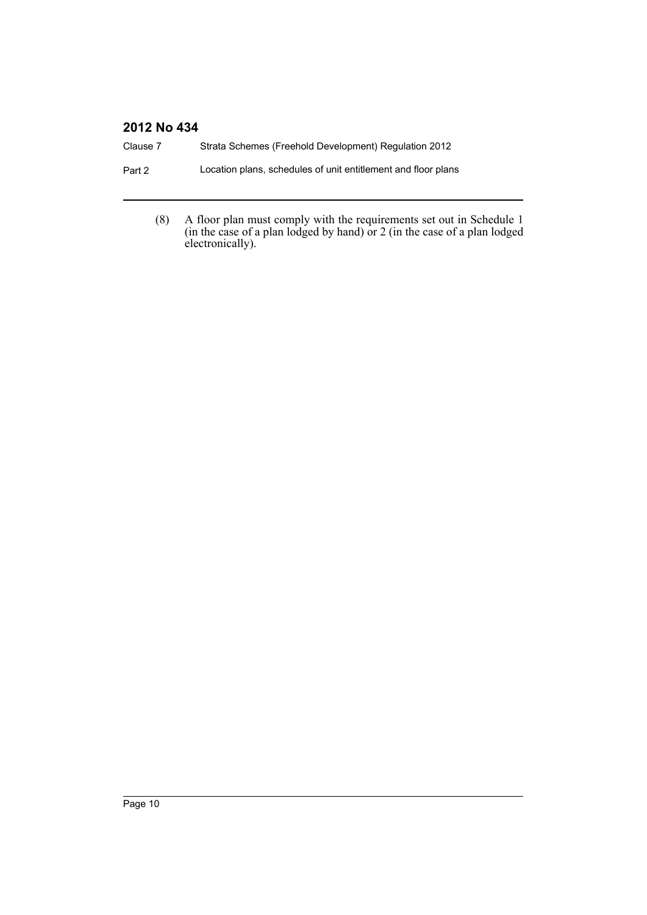(8) A floor plan must comply with the requirements set out in Schedule 1 (in the case of a plan lodged by hand) or 2 (in the case of a plan lodged electronically).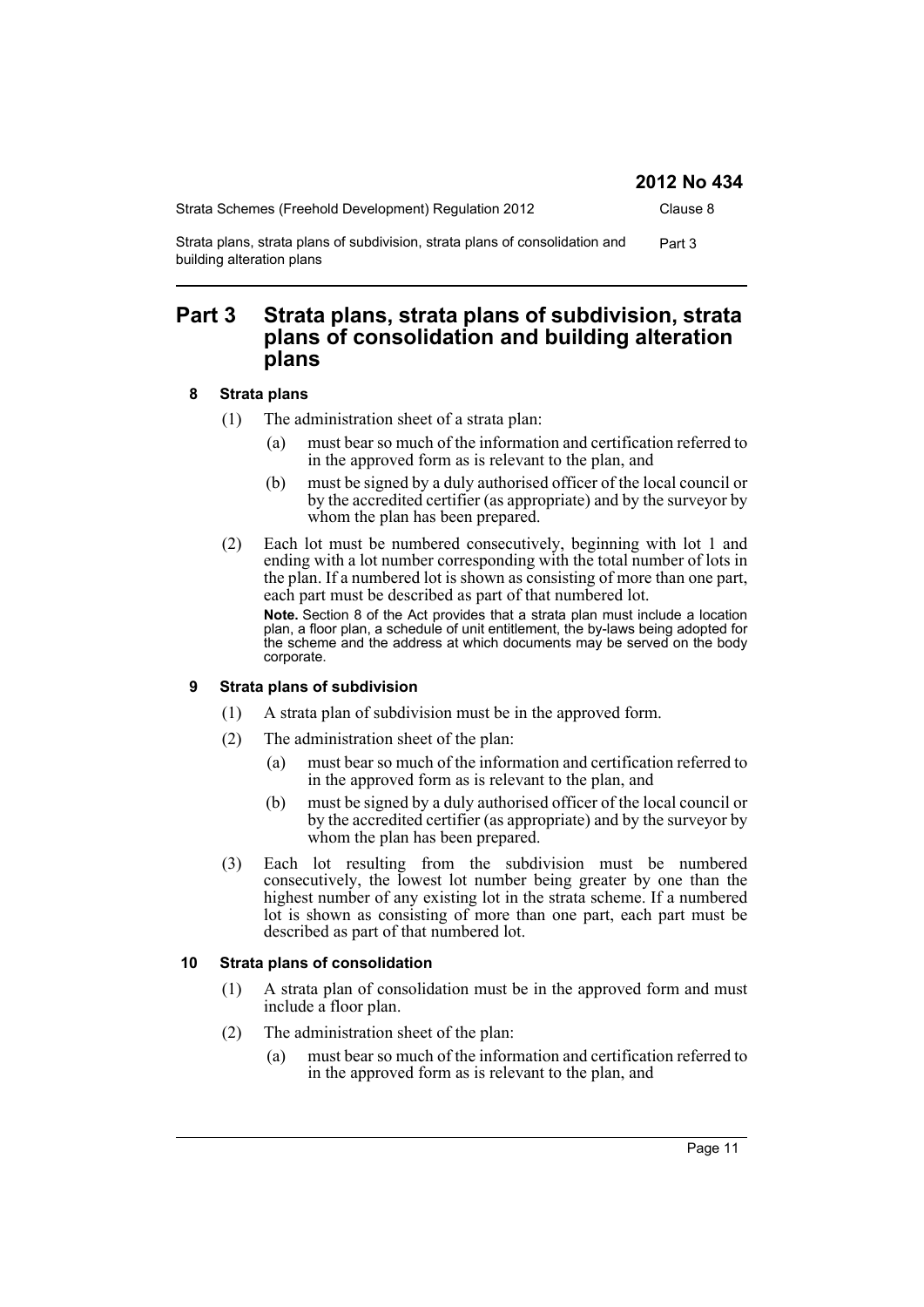## Part 3 Strata plans, strata plans of subdivision, strata plans of consolidation and building alteration plans

### 8 Strata plans

(1) The administration sheet of a strata plan:

(a) must bear so much of the information and certification referred to in the approved form as is relevant to the plan, and

(b) must be signed by a duly authorised officer of the local council or by the accredited certifier (as appropriate) and by the surveyor by whom the plan has been prepared.

(2) Each lot must be numbered consecutively, beginning with lot 1 and ending with a lot number corresponding with the total number of lots in the plan. If a numbered lot is shown as consisting of more than one part, each part must be described as part of that numbered lot.

**Note.** Section 8 of the Act provides that a strata plan must include a location plan, a floor plan, a schedule of unit entitlement, the by-laws being adopted for the scheme and the address at which documents may be served on the body corporate.

### 9 Strata plans of subdivision

(1) A strata plan of subdivision must be in the approved form.

(2) The administration sheet of the plan:

(a) must bear so much of the information and certification referred to in the approved form as is relevant to the plan, and

(b) must be signed by a duly authorised officer of the local council or by the accredited certifier (as appropriate) and by the surveyor by whom the plan has been prepared.

(3) Each lot resulting from the subdivision must be numbered consecutively, the lowest lot number being greater by one than the highest number of any existing lot in the strata scheme. If a numbered lot is shown as consisting of more than one part, each part must be described as part of that numbered lot.

### 10 Strata plans of consolidation

(1) A strata plan of consolidation must be in the approved form and must include a floor plan.

(2) The administration sheet of the plan:

(a) must bear so much of the information and certification referred to in the approved form as is relevant to the plan, and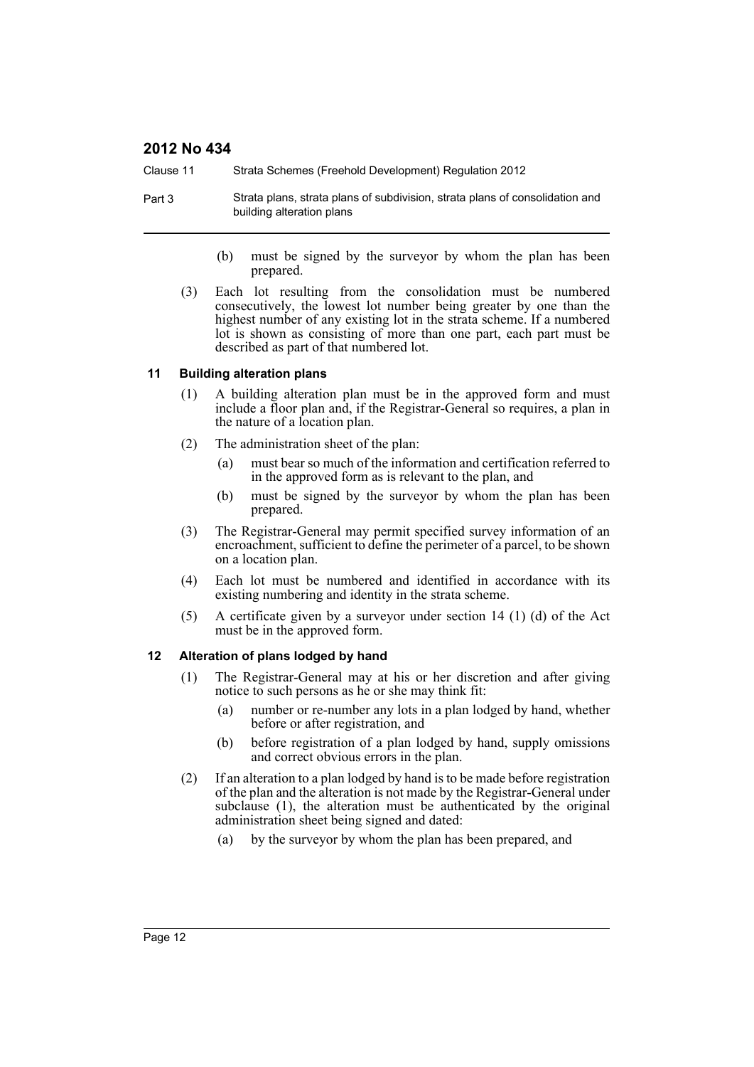(b) must be signed by the surveyor by whom the plan has been prepared.

(3) Each lot resulting from the consolidation must be numbered consecutively, the lowest lot number being greater by one than the highest number of any existing lot in the strata scheme. If a numbered lot is shown as consisting of more than one part, each part must be described as part of that numbered lot.

### 11 Building alteration plans

(1) A building alteration plan must be in the approved form and must include a floor plan and, if the Registrar-General so requires, a plan in the nature of a location plan.

(2) The administration sheet of the plan:

- (a) must bear so much of the information and certification referred to in the approved form as is relevant to the plan, and
- (b) must be signed by the surveyor by whom the plan has been prepared.

(3) The Registrar-General may permit specified survey information of an encroachment, sufficient to define the perimeter of a parcel, to be shown on a location plan.

(4) Each lot must be numbered and identified in accordance with its existing numbering and identity in the strata scheme.

(5) A certificate given by a surveyor under section 14 (1) (d) of the Act must be in the approved form.

### 12 Alteration of plans lodged by hand

(1) The Registrar-General may at his or her discretion and after giving notice to such persons as he or she may think fit:

- (a) number or re-number any lots in a plan lodged by hand, whether before or after registration, and
- (b) before registration of a plan lodged by hand, supply omissions and correct obvious errors in the plan.

(2) If an alteration to a plan lodged by hand is to be made before registration of the plan and the alteration is not made by the Registrar-General under subclause (1), the alteration must be authenticated by the original administration sheet being signed and dated:

- (a) by the surveyor by whom the plan has been prepared, and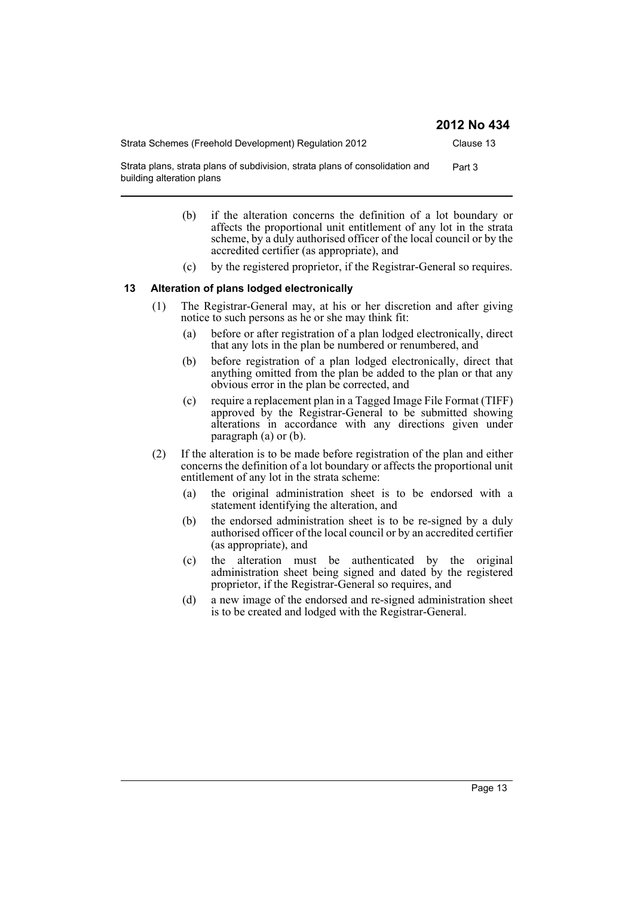(b) if the alteration concerns the definition of a lot boundary or affects the proportional unit entitlement of any lot in the strata scheme, by a duly authorised officer of the local council or by the accredited certifier (as appropriate), and

(c) by the registered proprietor, if the Registrar-General so requires.

### 13 Alteration of plans lodged electronically

(1) The Registrar-General may, at his or her discretion and after giving notice to such persons as he or she may think fit:

(a) before or after registration of a plan lodged electronically, direct that any lots in the plan be numbered or renumbered, and

(b) before registration of a plan lodged electronically, direct that anything omitted from the plan be added to the plan or that any obvious error in the plan be corrected, and

(c) require a replacement plan in a Tagged Image File Format (TIFF) approved by the Registrar-General to be submitted showing alterations in accordance with any directions given under paragraph (a) or (b).

(2) If the alteration is to be made before registration of the plan and either concerns the definition of a lot boundary or affects the proportional unit entitlement of any lot in the strata scheme:

(a) the original administration sheet is to be endorsed with a statement identifying the alteration, and

(b) the endorsed administration sheet is to be re-signed by a duly authorised officer of the local council or by an accredited certifier (as appropriate), and

(c) the alteration must be authenticated by the original administration sheet being signed and dated by the registered proprietor, if the Registrar-General so requires, and

(d) a new image of the endorsed and re-signed administration sheet is to be created and lodged with the Registrar-General.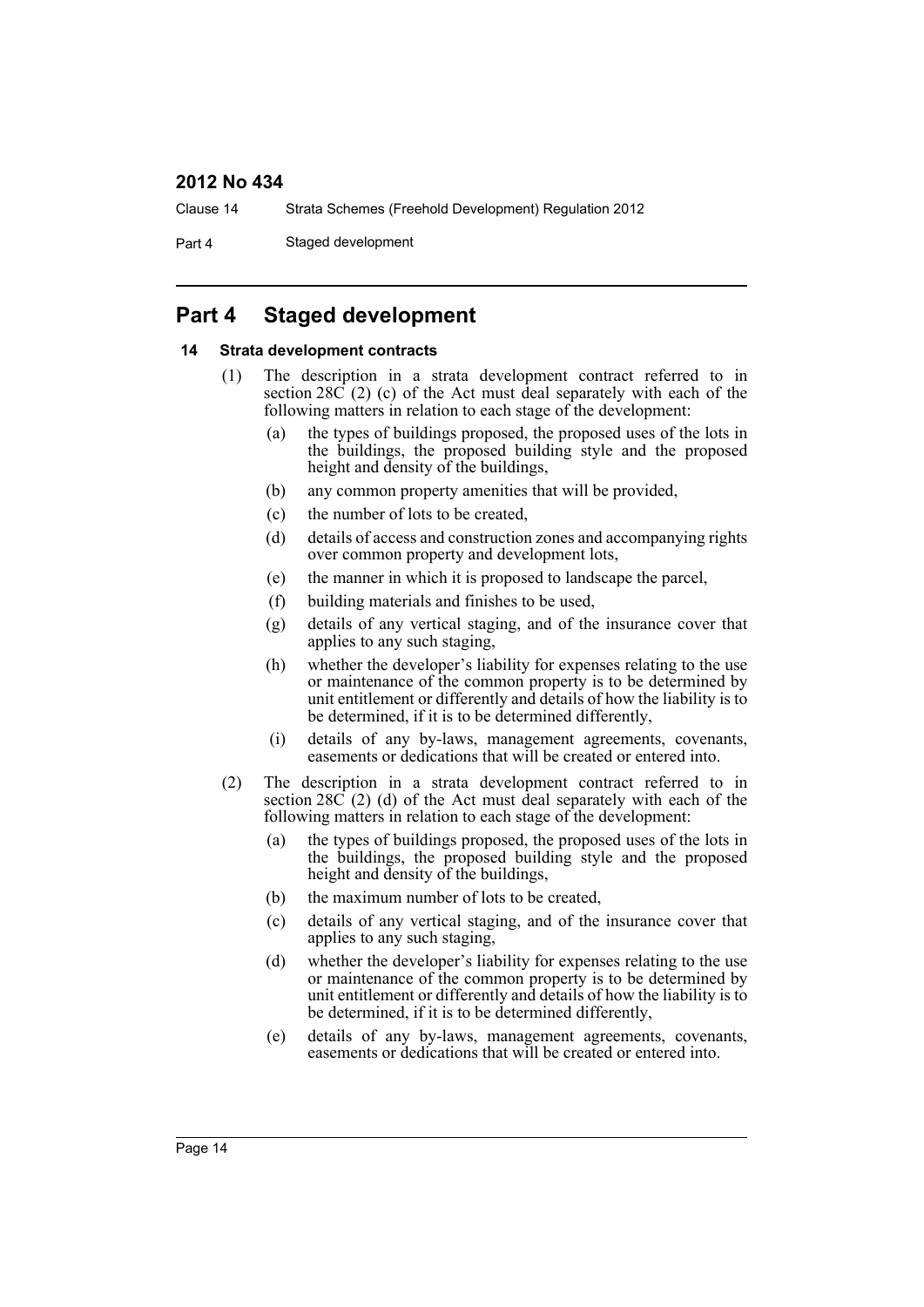## Part 4 Staged development

### 14 Strata development contracts

(1) The description in a strata development contract referred to in section 28C (2) (c) of the Act must deal separately with each of the following matters in relation to each stage of the development:

- (a) the types of buildings proposed, the proposed uses of the lots in the buildings, the proposed building style and the proposed height and density of the buildings,
- (b) any common property amenities that will be provided,
- (c) the number of lots to be created,
- (d) details of access and construction zones and accompanying rights over common property and development lots,
- (e) the manner in which it is proposed to landscape the parcel,
- (f) building materials and finishes to be used,
- (g) details of any vertical staging, and of the insurance cover that applies to any such staging,
- (h) whether the developer's liability for expenses relating to the use or maintenance of the common property is to be determined by unit entitlement or differently and details of how the liability is to be determined, if it is to be determined differently,
- (i) details of any by-laws, management agreements, covenants, easements or dedications that will be created or entered into.

(2) The description in a strata development contract referred to in section 28C (2) (d) of the Act must deal separately with each of the following matters in relation to each stage of the development:

- (a) the types of buildings proposed, the proposed uses of the lots in the buildings, the proposed building style and the proposed height and density of the buildings,
- (b) the maximum number of lots to be created,
- (c) details of any vertical staging, and of the insurance cover that applies to any such staging,
- (d) whether the developer's liability for expenses relating to the use or maintenance of the common property is to be determined by unit entitlement or differently and details of how the liability is to be determined, if it is to be determined differently,
- (e) details of any by-laws, management agreements, covenants, easements or dedications that will be created or entered into.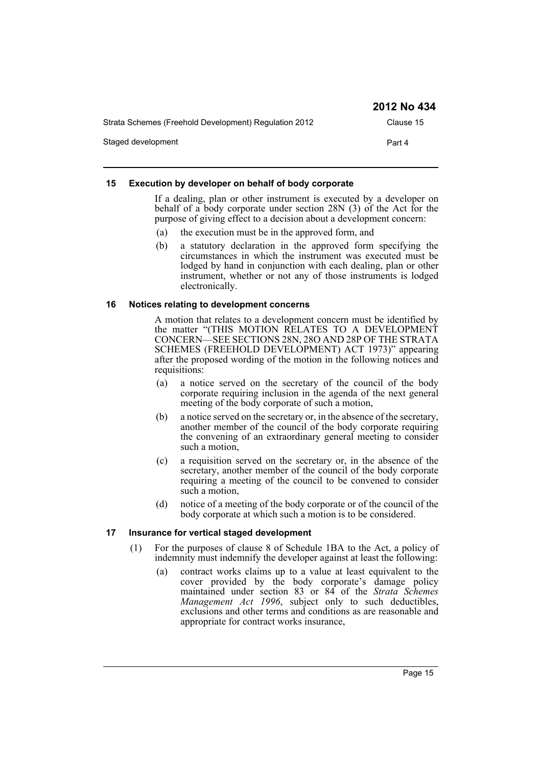## 15 Execution by developer on behalf of body corporate

If a dealing, plan or other instrument is executed by a developer on behalf of a body corporate under section 28N (3) of the Act for the purpose of giving effect to a decision about a development concern:

(a) the execution must be in the approved form, and

(b) a statutory declaration in the approved form specifying the circumstances in which the instrument was executed must be lodged by hand in conjunction with each dealing, plan or other instrument, whether or not any of those instruments is lodged electronically.

## 16 Notices relating to development concerns

A motion that relates to a development concern must be identified by the matter "(THIS MOTION RELATES TO A DEVELOPMENT CONCERN—SEE SECTIONS 28N, 28O AND 28P OF THE STRATA SCHEMES (FREEHOLD DEVELOPMENT) ACT 1973)" appearing after the proposed wording of the motion in the following notices and requisitions:

(a) a notice served on the secretary of the council of the body corporate requiring inclusion in the agenda of the next general meeting of the body corporate of such a motion,

(b) a notice served on the secretary or, in the absence of the secretary, another member of the council of the body corporate requiring the convening of an extraordinary general meeting to consider such a motion,

(c) a requisition served on the secretary or, in the absence of the secretary, another member of the council of the body corporate requiring a meeting of the council to be convened to consider such a motion,

(d) notice of a meeting of the body corporate or of the council of the body corporate at which such a motion is to be considered.

## 17 Insurance for vertical staged development

(1) For the purposes of clause 8 of Schedule 1BA to the Act, a policy of indemnity must indemnify the developer against at least the following:

(a) contract works claims up to a value at least equivalent to the cover provided by the body corporate's damage policy maintained under section 83 or 84 of the *Strata Schemes Management Act 1996*, subject only to such deductibles, exclusions and other terms and conditions as are reasonable and appropriate for contract works insurance,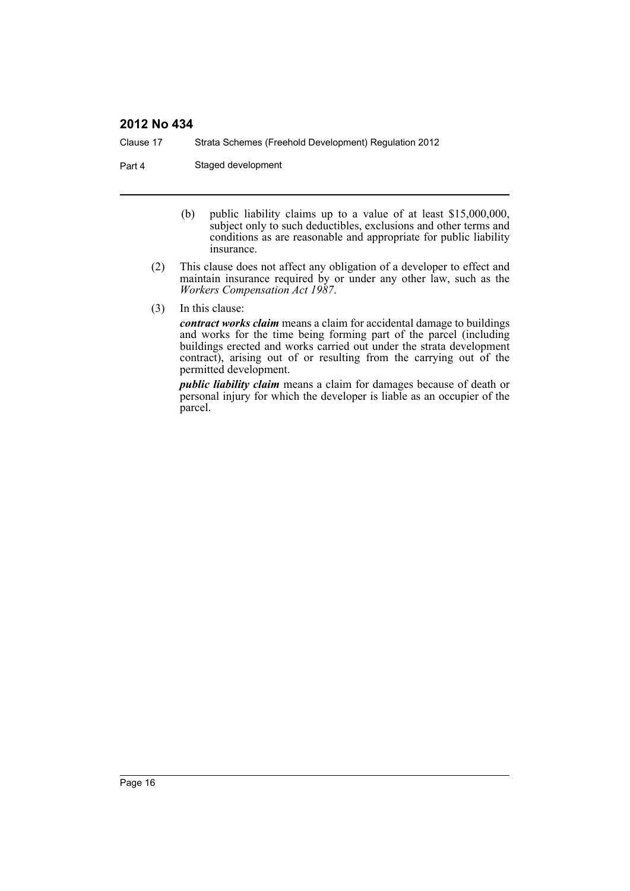(b) public liability claims up to a value of at least $15,000,000, subject only to such deductibles, exclusions and other terms and conditions as are reasonable and appropriate for public liability insurance.

(2) This clause does not affect any obligation of a developer to effect and maintain insurance required by or under any other law, such as the *Workers Compensation Act 1987*.

(3) In this clause:

***contract works claim*** means a claim for accidental damage to buildings and works for the time being forming part of the parcel (including buildings erected and works carried out under the strata development contract), arising out of or resulting from the carrying out of the permitted development.

***public liability claim*** means a claim for damages because of death or personal injury for which the developer is liable as an occupier of the parcel.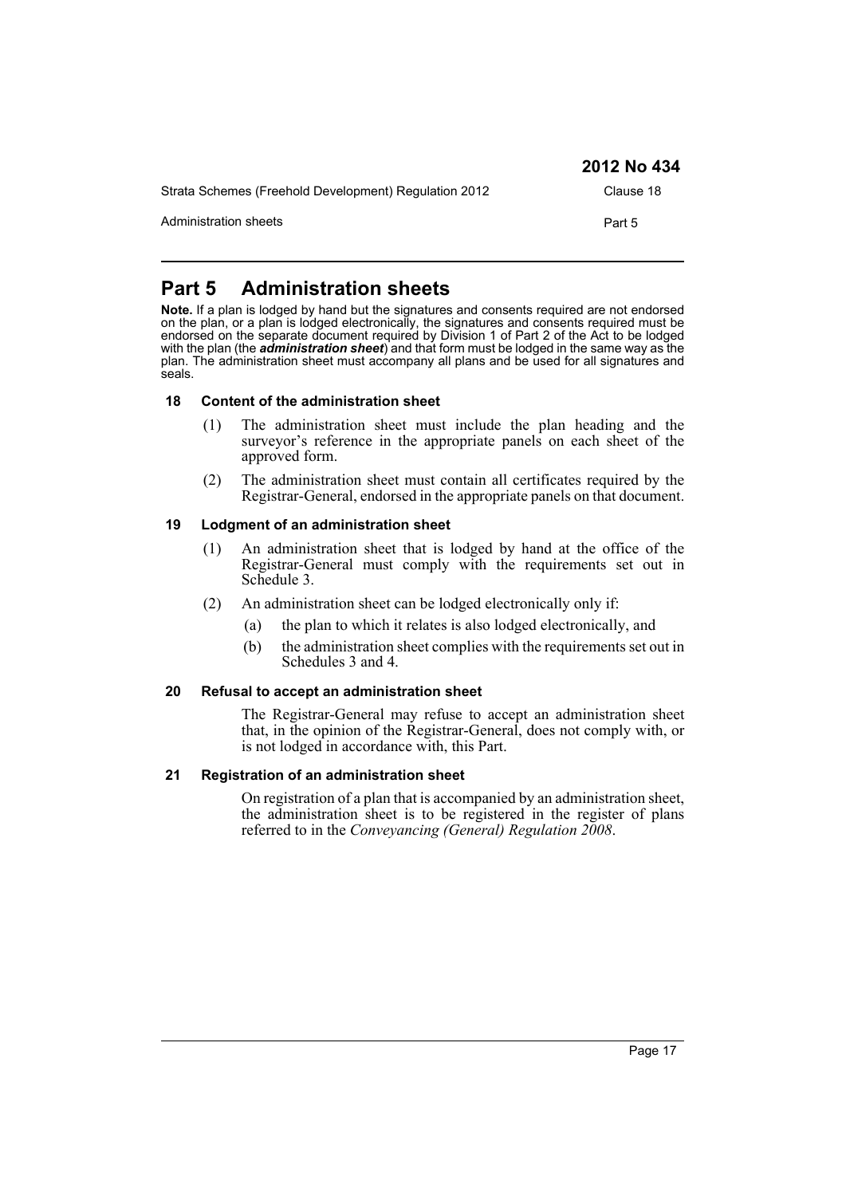# Part 5 Administration sheets

**Note.** If a plan is lodged by hand but the signatures and consents required are not endorsed on the plan, or a plan is lodged electronically, the signatures and consents required must be endorsed on the separate document required by Division 1 of Part 2 of the Act to be lodged with the plan (the ***administration sheet***) and that form must be lodged in the same way as the plan. The administration sheet must accompany all plans and be used for all signatures and seals.

### 18 Content of the administration sheet

(1) The administration sheet must include the plan heading and the surveyor's reference in the appropriate panels on each sheet of the approved form.

(2) The administration sheet must contain all certificates required by the Registrar-General, endorsed in the appropriate panels on that document.

### 19 Lodgment of an administration sheet

(1) An administration sheet that is lodged by hand at the office of the Registrar-General must comply with the requirements set out in Schedule 3.

(2) An administration sheet can be lodged electronically only if:

- (a) the plan to which it relates is also lodged electronically, and
- (b) the administration sheet complies with the requirements set out in Schedules 3 and 4.

### 20 Refusal to accept an administration sheet

The Registrar-General may refuse to accept an administration sheet that, in the opinion of the Registrar-General, does not comply with, or is not lodged in accordance with, this Part.

### 21 Registration of an administration sheet

On registration of a plan that is accompanied by an administration sheet, the administration sheet is to be registered in the register of plans referred to in the *Conveyancing (General) Regulation 2008*.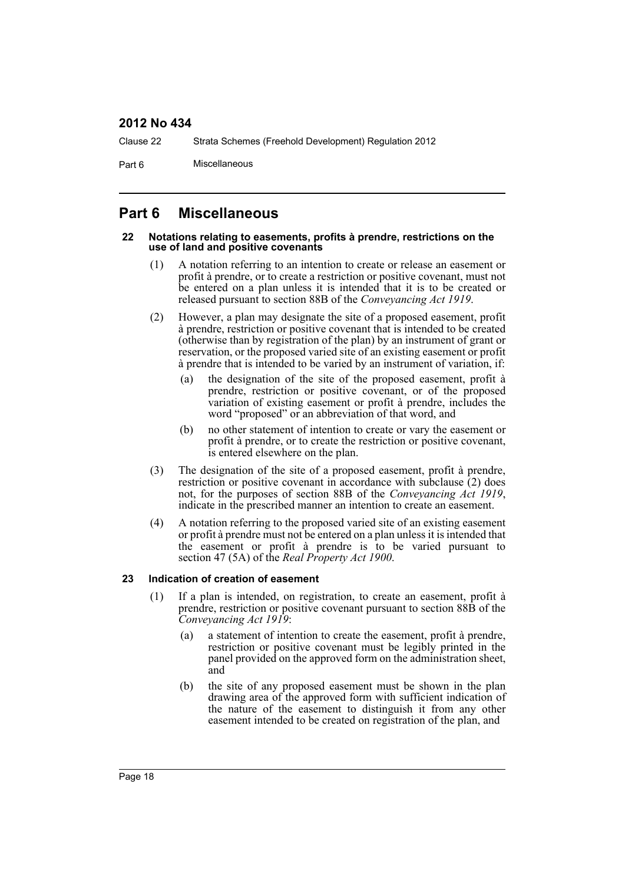# Part 6 Miscellaneous

### 22 Notations relating to easements, profits à prendre, restrictions on the use of land and positive covenants

(1) A notation referring to an intention to create or release an easement or profit à prendre, or to create a restriction or positive covenant, must not be entered on a plan unless it is intended that it is to be created or released pursuant to section 88B of the *Conveyancing Act 1919*.

(2) However, a plan may designate the site of a proposed easement, profit à prendre, restriction or positive covenant that is intended to be created (otherwise than by registration of the plan) by an instrument of grant or reservation, or the proposed varied site of an existing easement or profit à prendre that is intended to be varied by an instrument of variation, if:

- (a) the designation of the site of the proposed easement, profit à prendre, restriction or positive covenant, or of the proposed variation of existing easement or profit à prendre, includes the word "proposed" or an abbreviation of that word, and
- (b) no other statement of intention to create or vary the easement or profit à prendre, or to create the restriction or positive covenant, is entered elsewhere on the plan.

(3) The designation of the site of a proposed easement, profit à prendre, restriction or positive covenant in accordance with subclause (2) does not, for the purposes of section 88B of the *Conveyancing Act 1919*, indicate in the prescribed manner an intention to create an easement.

(4) A notation referring to the proposed varied site of an existing easement or profit à prendre must not be entered on a plan unless it is intended that the easement or profit à prendre is to be varied pursuant to section 47 (5A) of the *Real Property Act 1900*.

### 23 Indication of creation of easement

(1) If a plan is intended, on registration, to create an easement, profit à prendre, restriction or positive covenant pursuant to section 88B of the *Conveyancing Act 1919*:

- (a) a statement of intention to create the easement, profit à prendre, restriction or positive covenant must be legibly printed in the panel provided on the approved form on the administration sheet, and
- (b) the site of any proposed easement must be shown in the plan drawing area of the approved form with sufficient indication of the nature of the easement to distinguish it from any other easement intended to be created on registration of the plan, and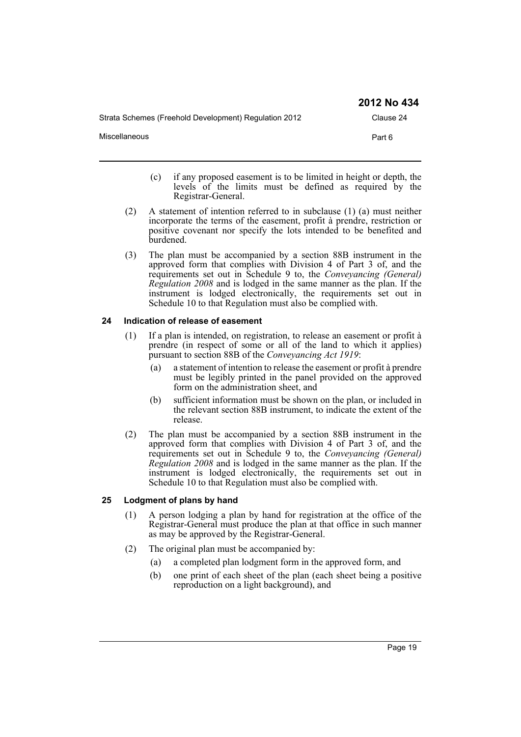(c) if any proposed easement is to be limited in height or depth, the levels of the limits must be defined as required by the Registrar-General.

(2) A statement of intention referred to in subclause (1) (a) must neither incorporate the terms of the easement, profit à prendre, restriction or positive covenant nor specify the lots intended to be benefited and burdened.

(3) The plan must be accompanied by a section 88B instrument in the approved form that complies with Division 4 of Part 3 of, and the requirements set out in Schedule 9 to, the *Conveyancing (General) Regulation 2008* and is lodged in the same manner as the plan. If the instrument is lodged electronically, the requirements set out in Schedule 10 to that Regulation must also be complied with.

### 24 Indication of release of easement

(1) If a plan is intended, on registration, to release an easement or profit à prendre (in respect of some or all of the land to which it applies) pursuant to section 88B of the *Conveyancing Act 1919*:

(a) a statement of intention to release the easement or profit à prendre must be legibly printed in the panel provided on the approved form on the administration sheet, and

(b) sufficient information must be shown on the plan, or included in the relevant section 88B instrument, to indicate the extent of the release.

(2) The plan must be accompanied by a section 88B instrument in the approved form that complies with Division 4 of Part 3 of, and the requirements set out in Schedule 9 to, the *Conveyancing (General) Regulation 2008* and is lodged in the same manner as the plan. If the instrument is lodged electronically, the requirements set out in Schedule 10 to that Regulation must also be complied with.

### 25 Lodgment of plans by hand

(1) A person lodging a plan by hand for registration at the office of the Registrar-General must produce the plan at that office in such manner as may be approved by the Registrar-General.

(2) The original plan must be accompanied by:

(a) a completed plan lodgment form in the approved form, and

(b) one print of each sheet of the plan (each sheet being a positive reproduction on a light background), and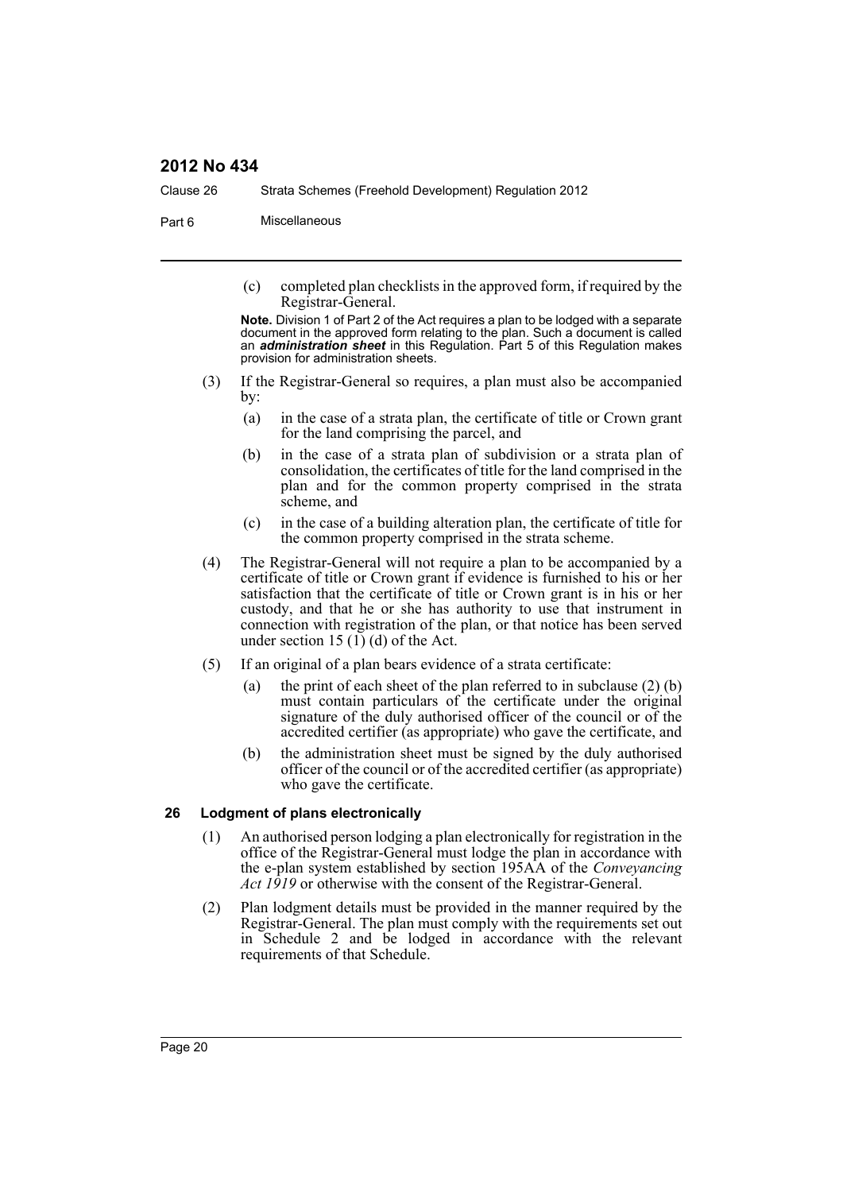(c) completed plan checklists in the approved form, if required by the Registrar-General.

**Note.** Division 1 of Part 2 of the Act requires a plan to be lodged with a separate document in the approved form relating to the plan. Such a document is called an ***administration sheet*** in this Regulation. Part 5 of this Regulation makes provision for administration sheets.

(3) If the Registrar-General so requires, a plan must also be accompanied by:

(a) in the case of a strata plan, the certificate of title or Crown grant for the land comprising the parcel, and

(b) in the case of a strata plan of subdivision or a strata plan of consolidation, the certificates of title for the land comprised in the plan and for the common property comprised in the strata scheme, and

(c) in the case of a building alteration plan, the certificate of title for the common property comprised in the strata scheme.

(4) The Registrar-General will not require a plan to be accompanied by a certificate of title or Crown grant if evidence is furnished to his or her satisfaction that the certificate of title or Crown grant is in his or her custody, and that he or she has authority to use that instrument in connection with registration of the plan, or that notice has been served under section 15 (1) (d) of the Act.

(5) If an original of a plan bears evidence of a strata certificate:

(a) the print of each sheet of the plan referred to in subclause (2) (b) must contain particulars of the certificate under the original signature of the duly authorised officer of the council or of the accredited certifier (as appropriate) who gave the certificate, and

(b) the administration sheet must be signed by the duly authorised officer of the council or of the accredited certifier (as appropriate) who gave the certificate.

### 26 Lodgment of plans electronically

(1) An authorised person lodging a plan electronically for registration in the office of the Registrar-General must lodge the plan in accordance with the e-plan system established by section 195AA of the *Conveyancing Act 1919* or otherwise with the consent of the Registrar-General.

(2) Plan lodgment details must be provided in the manner required by the Registrar-General. The plan must comply with the requirements set out in Schedule 2 and be lodged in accordance with the relevant requirements of that Schedule.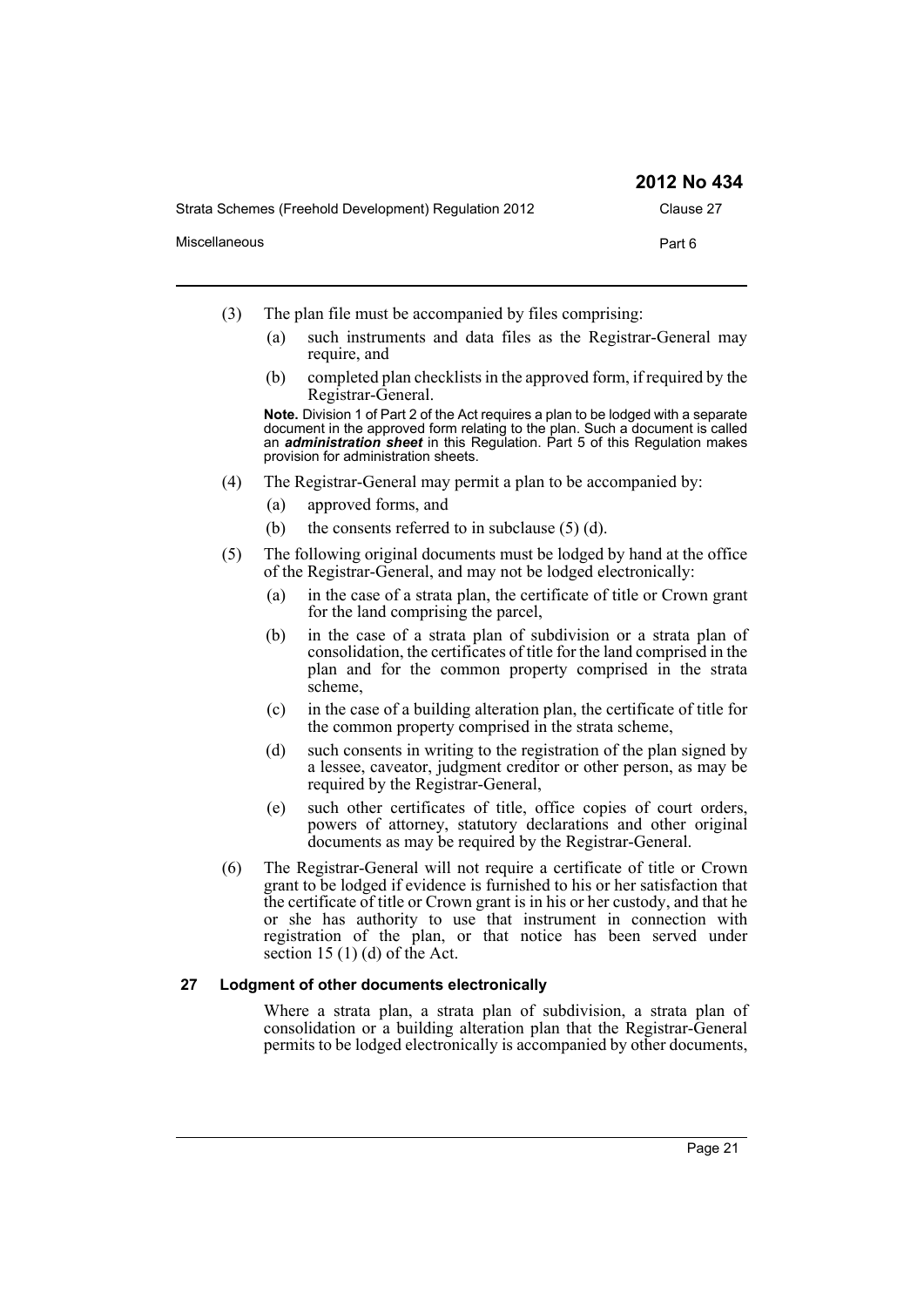(3) The plan file must be accompanied by files comprising:

(a) such instruments and data files as the Registrar-General may require, and

(b) completed plan checklists in the approved form, if required by the Registrar-General.

**Note.** Division 1 of Part 2 of the Act requires a plan to be lodged with a separate document in the approved form relating to the plan. Such a document is called an ***administration sheet*** in this Regulation. Part 5 of this Regulation makes provision for administration sheets.

(4) The Registrar-General may permit a plan to be accompanied by:

(a) approved forms, and

(b) the consents referred to in subclause (5) (d).

(5) The following original documents must be lodged by hand at the office of the Registrar-General, and may not be lodged electronically:

(a) in the case of a strata plan, the certificate of title or Crown grant for the land comprising the parcel,

(b) in the case of a strata plan of subdivision or a strata plan of consolidation, the certificates of title for the land comprised in the plan and for the common property comprised in the strata scheme,

(c) in the case of a building alteration plan, the certificate of title for the common property comprised in the strata scheme,

(d) such consents in writing to the registration of the plan signed by a lessee, caveator, judgment creditor or other person, as may be required by the Registrar-General,

(e) such other certificates of title, office copies of court orders, powers of attorney, statutory declarations and other original documents as may be required by the Registrar-General.

(6) The Registrar-General will not require a certificate of title or Crown grant to be lodged if evidence is furnished to his or her satisfaction that the certificate of title or Crown grant is in his or her custody, and that he or she has authority to use that instrument in connection with registration of the plan, or that notice has been served under section 15 (1) (d) of the Act.

### 27 Lodgment of other documents electronically

Where a strata plan, a strata plan of subdivision, a strata plan of consolidation or a building alteration plan that the Registrar-General permits to be lodged electronically is accompanied by other documents,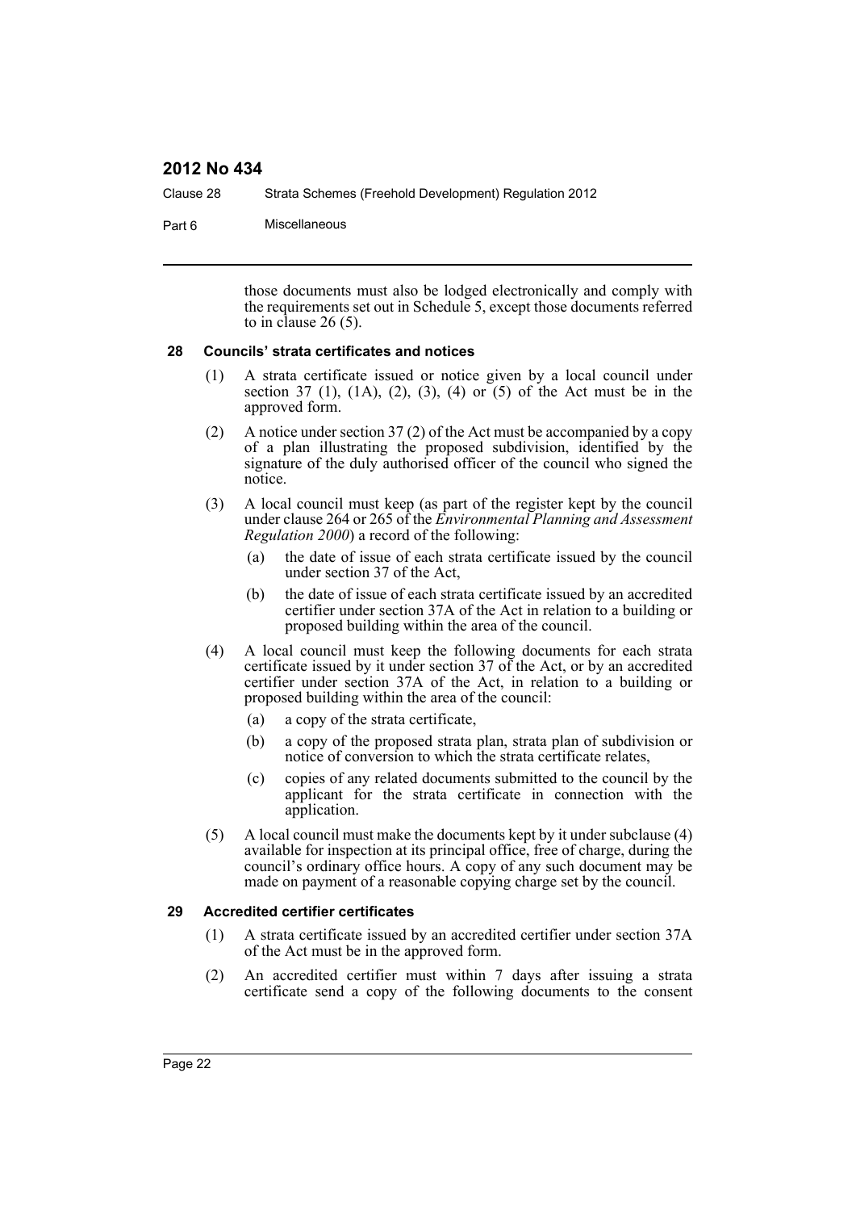those documents must also be lodged electronically and comply with the requirements set out in Schedule 5, except those documents referred to in clause 26 (5).

### 28 Councils' strata certificates and notices

(1) A strata certificate issued or notice given by a local council under section 37 (1), (1A), (2), (3), (4) or (5) of the Act must be in the approved form.

(2) A notice under section 37 (2) of the Act must be accompanied by a copy of a plan illustrating the proposed subdivision, identified by the signature of the duly authorised officer of the council who signed the notice.

(3) A local council must keep (as part of the register kept by the council under clause 264 or 265 of the *Environmental Planning and Assessment Regulation 2000*) a record of the following:

- (a) the date of issue of each strata certificate issued by the council under section 37 of the Act,
- (b) the date of issue of each strata certificate issued by an accredited certifier under section 37A of the Act in relation to a building or proposed building within the area of the council.

(4) A local council must keep the following documents for each strata certificate issued by it under section 37 of the Act, or by an accredited certifier under section 37A of the Act, in relation to a building or proposed building within the area of the council:

- (a) a copy of the strata certificate,
- (b) a copy of the proposed strata plan, strata plan of subdivision or notice of conversion to which the strata certificate relates,
- (c) copies of any related documents submitted to the council by the applicant for the strata certificate in connection with the application.

(5) A local council must make the documents kept by it under subclause (4) available for inspection at its principal office, free of charge, during the council's ordinary office hours. A copy of any such document may be made on payment of a reasonable copying charge set by the council.

### 29 Accredited certifier certificates

(1) A strata certificate issued by an accredited certifier under section 37A of the Act must be in the approved form.

(2) An accredited certifier must within 7 days after issuing a strata certificate send a copy of the following documents to the consent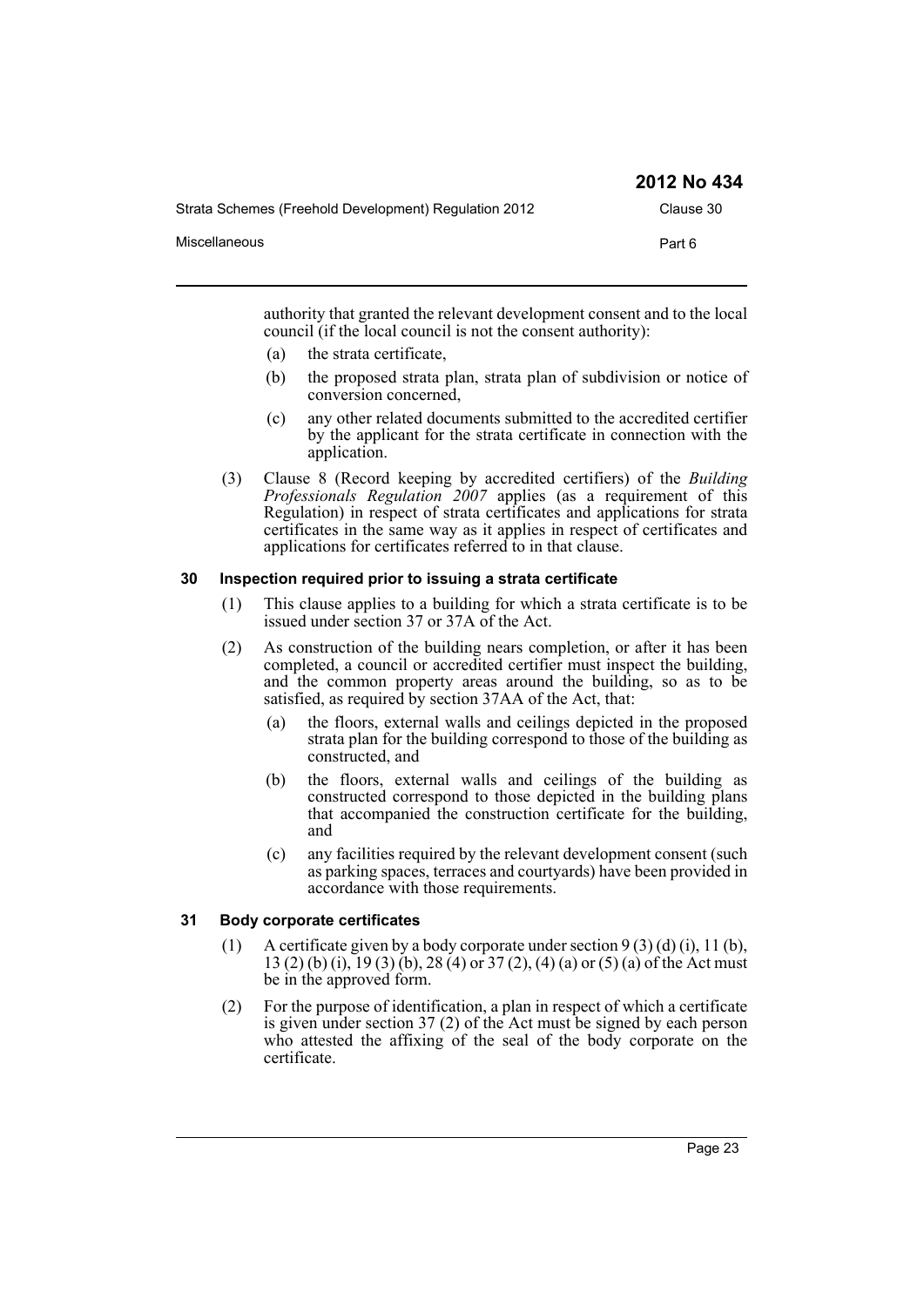authority that granted the relevant development consent and to the local council (if the local council is not the consent authority):

- (a) the strata certificate,
- (b) the proposed strata plan, strata plan of subdivision or notice of conversion concerned,
- (c) any other related documents submitted to the accredited certifier by the applicant for the strata certificate in connection with the application.

(3) Clause 8 (Record keeping by accredited certifiers) of the *Building Professionals Regulation 2007* applies (as a requirement of this Regulation) in respect of strata certificates and applications for strata certificates in the same way as it applies in respect of certificates and applications for certificates referred to in that clause.

### 30 Inspection required prior to issuing a strata certificate

(1) This clause applies to a building for which a strata certificate is to be issued under section 37 or 37A of the Act.

(2) As construction of the building nears completion, or after it has been completed, a council or accredited certifier must inspect the building, and the common property areas around the building, so as to be satisfied, as required by section 37AA of the Act, that:

- (a) the floors, external walls and ceilings depicted in the proposed strata plan for the building correspond to those of the building as constructed, and
- (b) the floors, external walls and ceilings of the building as constructed correspond to those depicted in the building plans that accompanied the construction certificate for the building, and
- (c) any facilities required by the relevant development consent (such as parking spaces, terraces and courtyards) have been provided in accordance with those requirements.

### 31 Body corporate certificates

(1) A certificate given by a body corporate under section 9 (3) (d) (i), 11 (b), 13 (2) (b) (i), 19 (3) (b), 28 (4) or 37 (2), (4) (a) or (5) (a) of the Act must be in the approved form.

(2) For the purpose of identification, a plan in respect of which a certificate is given under section 37 (2) of the Act must be signed by each person who attested the affixing of the seal of the body corporate on the certificate.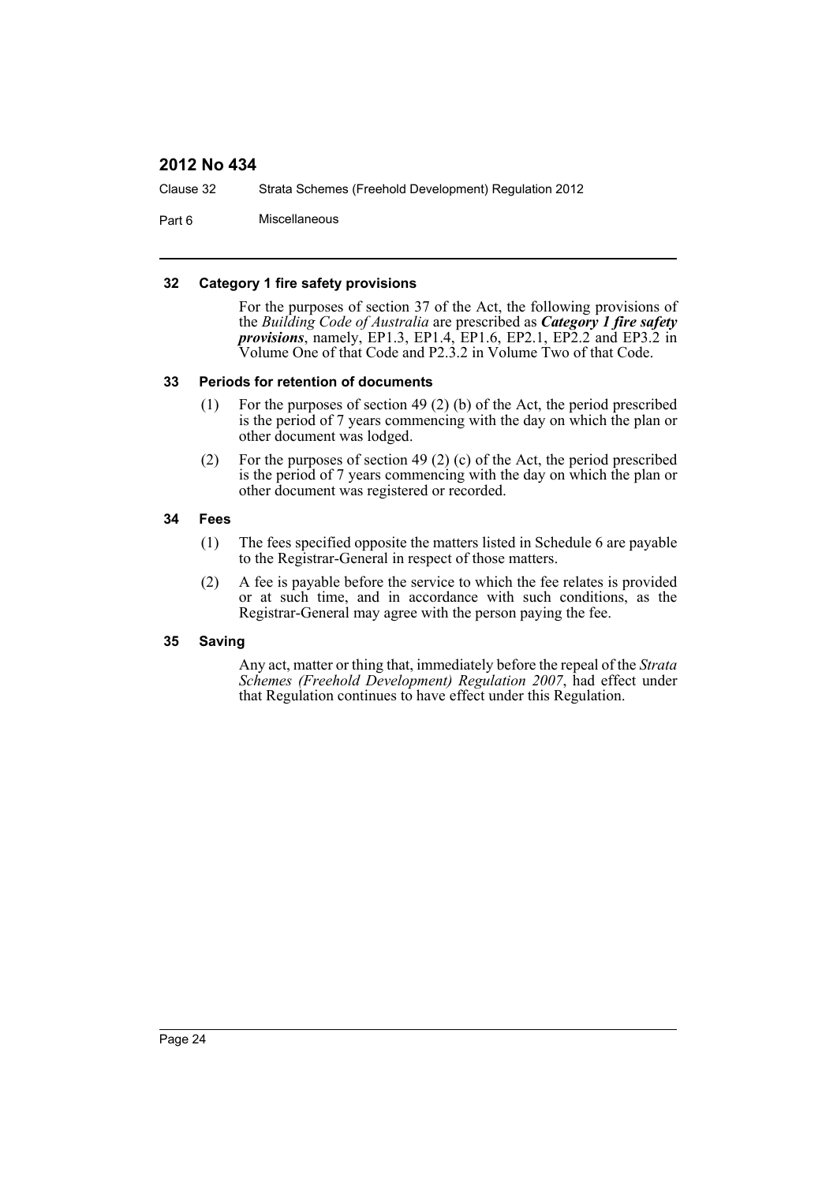#### 32 Category 1 fire safety provisions

For the purposes of section 37 of the Act, the following provisions of the *Building Code of Australia* are prescribed as ***Category 1 fire safety provisions***, namely, EP1.3, EP1.4, EP1.6, EP2.1, EP2.2 and EP3.2 in Volume One of that Code and P2.3.2 in Volume Two of that Code.

#### 33 Periods for retention of documents

(1) For the purposes of section 49 (2) (b) of the Act, the period prescribed is the period of 7 years commencing with the day on which the plan or other document was lodged.

(2) For the purposes of section 49 (2) (c) of the Act, the period prescribed is the period of 7 years commencing with the day on which the plan or other document was registered or recorded.

#### 34 Fees

(1) The fees specified opposite the matters listed in Schedule 6 are payable to the Registrar-General in respect of those matters.

(2) A fee is payable before the service to which the fee relates is provided or at such time, and in accordance with such conditions, as the Registrar-General may agree with the person paying the fee.

#### 35 Saving

Any act, matter or thing that, immediately before the repeal of the *Strata Schemes (Freehold Development) Regulation 2007*, had effect under that Regulation continues to have effect under this Regulation.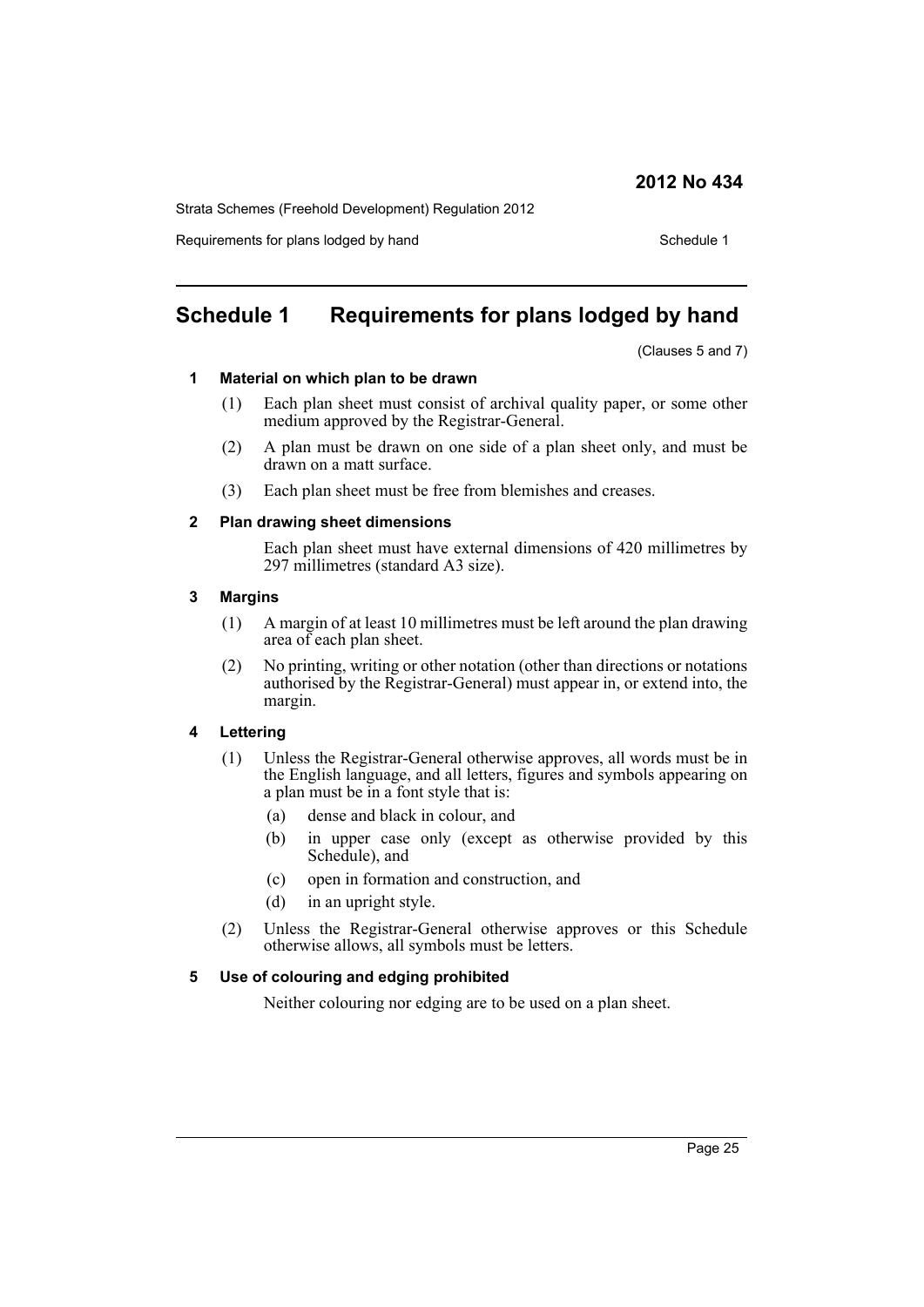# Schedule 1 Requirements for plans lodged by hand

(Clauses 5 and 7)

### 1 Material on which plan to be drawn

(1) Each plan sheet must consist of archival quality paper, or some other medium approved by the Registrar-General.

(2) A plan must be drawn on one side of a plan sheet only, and must be drawn on a matt surface.

(3) Each plan sheet must be free from blemishes and creases.

### 2 Plan drawing sheet dimensions

Each plan sheet must have external dimensions of 420 millimetres by 297 millimetres (standard A3 size).

### 3 Margins

(1) A margin of at least 10 millimetres must be left around the plan drawing area of each plan sheet.

(2) No printing, writing or other notation (other than directions or notations authorised by the Registrar-General) must appear in, or extend into, the margin.

### 4 Lettering

(1) Unless the Registrar-General otherwise approves, all words must be in the English language, and all letters, figures and symbols appearing on a plan must be in a font style that is:

- (a) dense and black in colour, and
- (b) in upper case only (except as otherwise provided by this Schedule), and
- (c) open in formation and construction, and
- (d) in an upright style.

(2) Unless the Registrar-General otherwise approves or this Schedule otherwise allows, all symbols must be letters.

### 5 Use of colouring and edging prohibited

Neither colouring nor edging are to be used on a plan sheet.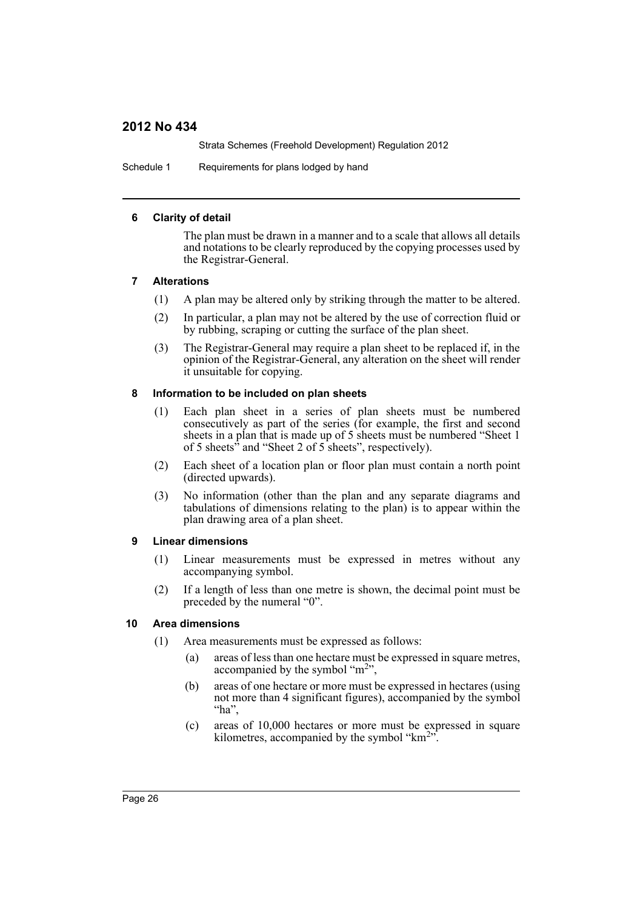### 6 Clarity of detail

The plan must be drawn in a manner and to a scale that allows all details and notations to be clearly reproduced by the copying processes used by the Registrar-General.

### 7 Alterations

(1) A plan may be altered only by striking through the matter to be altered.

(2) In particular, a plan may not be altered by the use of correction fluid or by rubbing, scraping or cutting the surface of the plan sheet.

(3) The Registrar-General may require a plan sheet to be replaced if, in the opinion of the Registrar-General, any alteration on the sheet will render it unsuitable for copying.

### 8 Information to be included on plan sheets

(1) Each plan sheet in a series of plan sheets must be numbered consecutively as part of the series (for example, the first and second sheets in a plan that is made up of 5 sheets must be numbered "Sheet 1 of 5 sheets" and "Sheet 2 of 5 sheets", respectively).

(2) Each sheet of a location plan or floor plan must contain a north point (directed upwards).

(3) No information (other than the plan and any separate diagrams and tabulations of dimensions relating to the plan) is to appear within the plan drawing area of a plan sheet.

### 9 Linear dimensions

(1) Linear measurements must be expressed in metres without any accompanying symbol.

(2) If a length of less than one metre is shown, the decimal point must be preceded by the numeral "0".

### 10 Area dimensions

(1) Area measurements must be expressed as follows:

(a) areas of less than one hectare must be expressed in square metres, accompanied by the symbol "$m^2$",

(b) areas of one hectare or more must be expressed in hectares (using not more than 4 significant figures), accompanied by the symbol "ha",

(c) areas of 10,000 hectares or more must be expressed in square kilometres, accompanied by the symbol "$km^2$".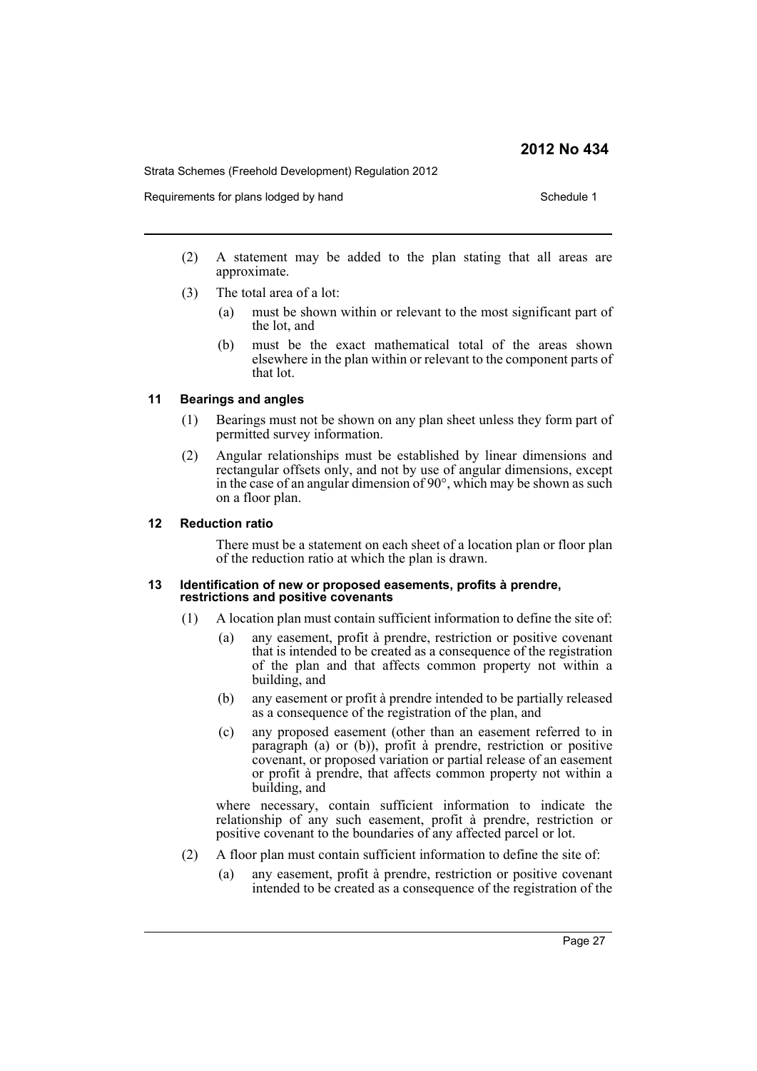(2) A statement may be added to the plan stating that all areas are approximate.

(3) The total area of a lot:

- (a) must be shown within or relevant to the most significant part of the lot, and
- (b) must be the exact mathematical total of the areas shown elsewhere in the plan within or relevant to the component parts of that lot.

### 11 Bearings and angles

(1) Bearings must not be shown on any plan sheet unless they form part of permitted survey information.

(2) Angular relationships must be established by linear dimensions and rectangular offsets only, and not by use of angular dimensions, except in the case of an angular dimension of 90°, which may be shown as such on a floor plan.

### 12 Reduction ratio

There must be a statement on each sheet of a location plan or floor plan of the reduction ratio at which the plan is drawn.

### 13 Identification of new or proposed easements, profits à prendre, restrictions and positive covenants

(1) A location plan must contain sufficient information to define the site of:

- (a) any easement, profit à prendre, restriction or positive covenant that is intended to be created as a consequence of the registration of the plan and that affects common property not within a building, and
- (b) any easement or profit à prendre intended to be partially released as a consequence of the registration of the plan, and
- (c) any proposed easement (other than an easement referred to in paragraph (a) or (b)), profit à prendre, restriction or positive covenant, or proposed variation or partial release of an easement or profit à prendre, that affects common property not within a building, and

where necessary, contain sufficient information to indicate the relationship of any such easement, profit à prendre, restriction or positive covenant to the boundaries of any affected parcel or lot.

(2) A floor plan must contain sufficient information to define the site of:

- (a) any easement, profit à prendre, restriction or positive covenant intended to be created as a consequence of the registration of the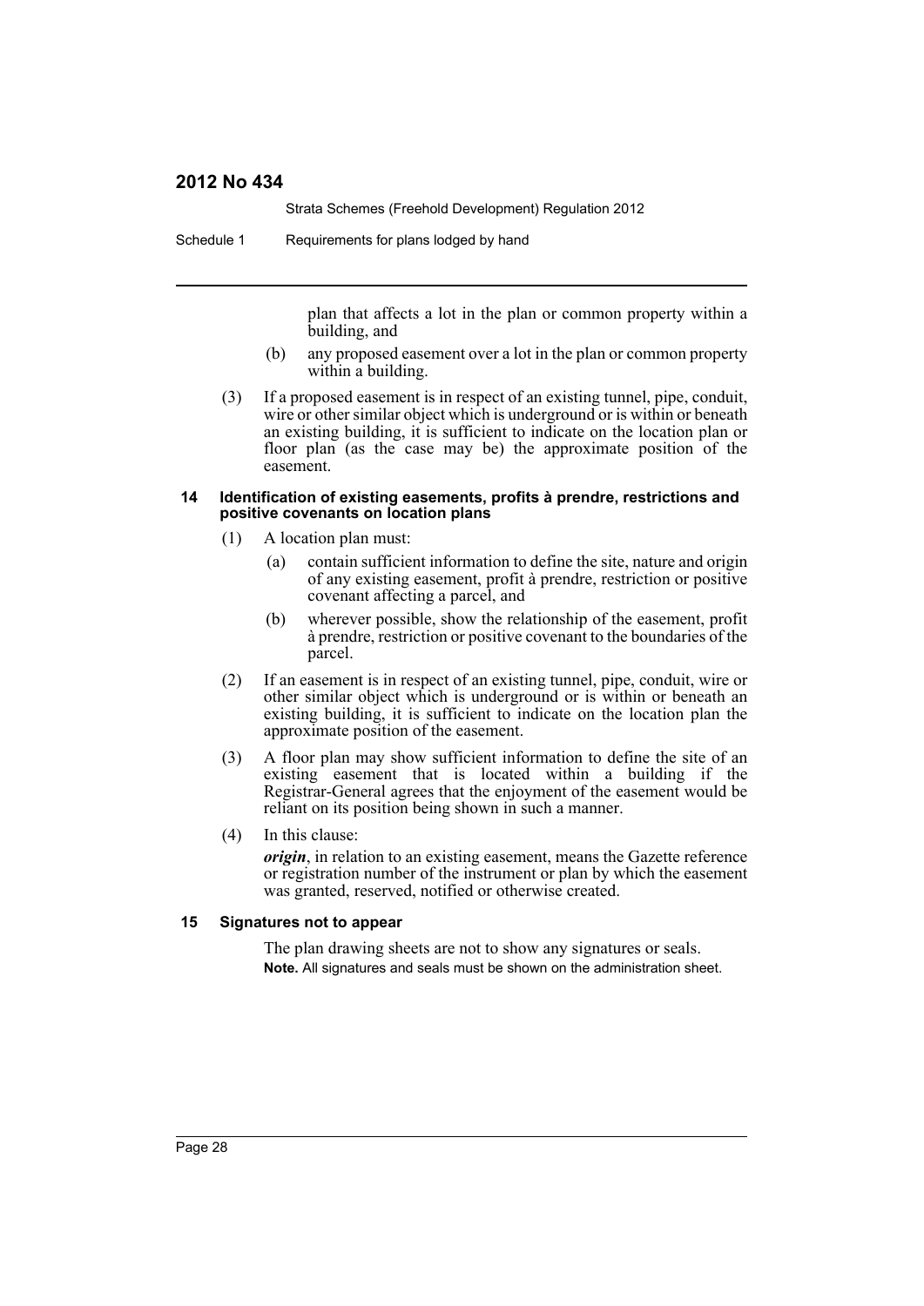plan that affects a lot in the plan or common property within a building, and

(b) any proposed easement over a lot in the plan or common property within a building.

(3) If a proposed easement is in respect of an existing tunnel, pipe, conduit, wire or other similar object which is underground or is within or beneath an existing building, it is sufficient to indicate on the location plan or floor plan (as the case may be) the approximate position of the easement.

### 14 Identification of existing easements, profits à prendre, restrictions and positive covenants on location plans

(1) A location plan must:

(a) contain sufficient information to define the site, nature and origin of any existing easement, profit à prendre, restriction or positive covenant affecting a parcel, and

(b) wherever possible, show the relationship of the easement, profit à prendre, restriction or positive covenant to the boundaries of the parcel.

(2) If an easement is in respect of an existing tunnel, pipe, conduit, wire or other similar object which is underground or is within or beneath an existing building, it is sufficient to indicate on the location plan the approximate position of the easement.

(3) A floor plan may show sufficient information to define the site of an existing easement that is located within a building if the Registrar-General agrees that the enjoyment of the easement would be reliant on its position being shown in such a manner.

(4) In this clause:

***origin***, in relation to an existing easement, means the Gazette reference or registration number of the instrument or plan by which the easement was granted, reserved, notified or otherwise created.

### 15 Signatures not to appear

The plan drawing sheets are not to show any signatures or seals.

**Note.** All signatures and seals must be shown on the administration sheet.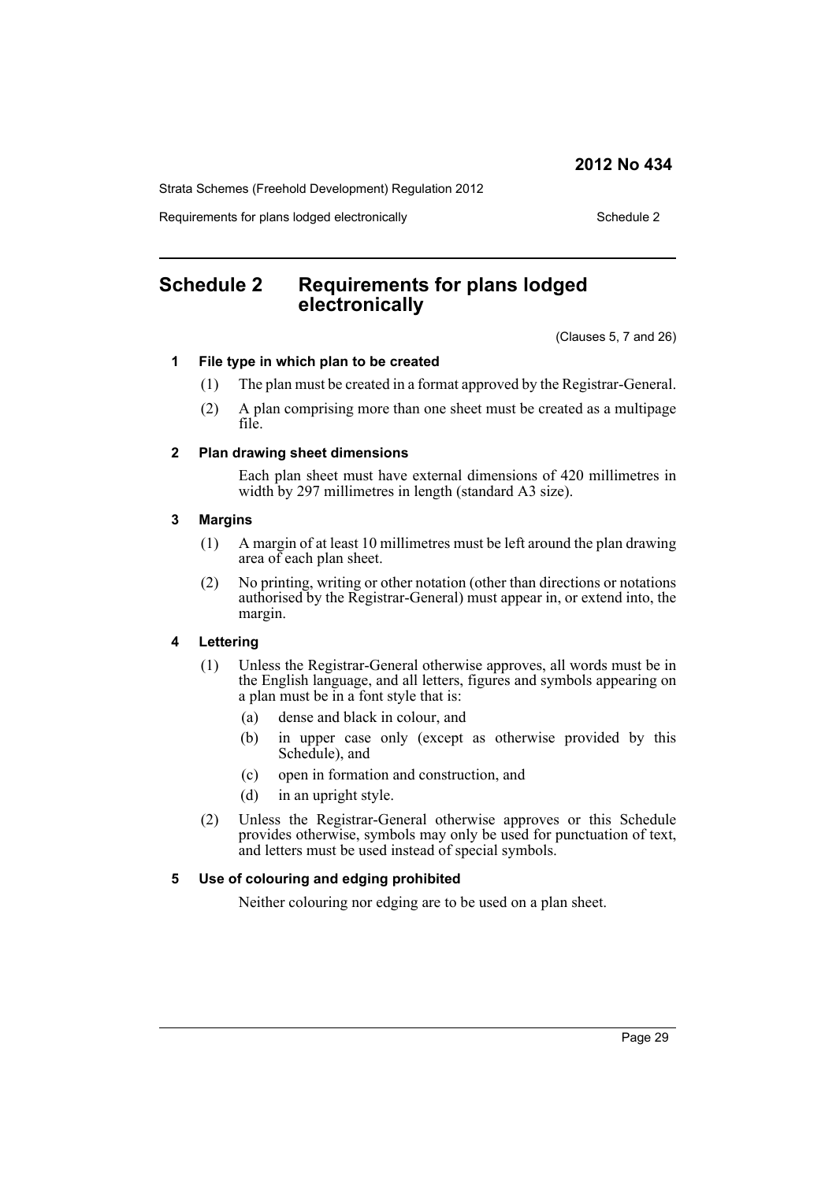# Schedule 2 Requirements for plans lodged electronically

(Clauses 5, 7 and 26)

### 1 File type in which plan to be created

(1) The plan must be created in a format approved by the Registrar-General.

(2) A plan comprising more than one sheet must be created as a multipage file.

### 2 Plan drawing sheet dimensions

Each plan sheet must have external dimensions of 420 millimetres in width by 297 millimetres in length (standard A3 size).

### 3 Margins

(1) A margin of at least 10 millimetres must be left around the plan drawing area of each plan sheet.

(2) No printing, writing or other notation (other than directions or notations authorised by the Registrar-General) must appear in, or extend into, the margin.

### 4 Lettering

(1) Unless the Registrar-General otherwise approves, all words must be in the English language, and all letters, figures and symbols appearing on a plan must be in a font style that is:

- (a) dense and black in colour, and
- (b) in upper case only (except as otherwise provided by this Schedule), and
- (c) open in formation and construction, and
- (d) in an upright style.

(2) Unless the Registrar-General otherwise approves or this Schedule provides otherwise, symbols may only be used for punctuation of text, and letters must be used instead of special symbols.

### 5 Use of colouring and edging prohibited

Neither colouring nor edging are to be used on a plan sheet.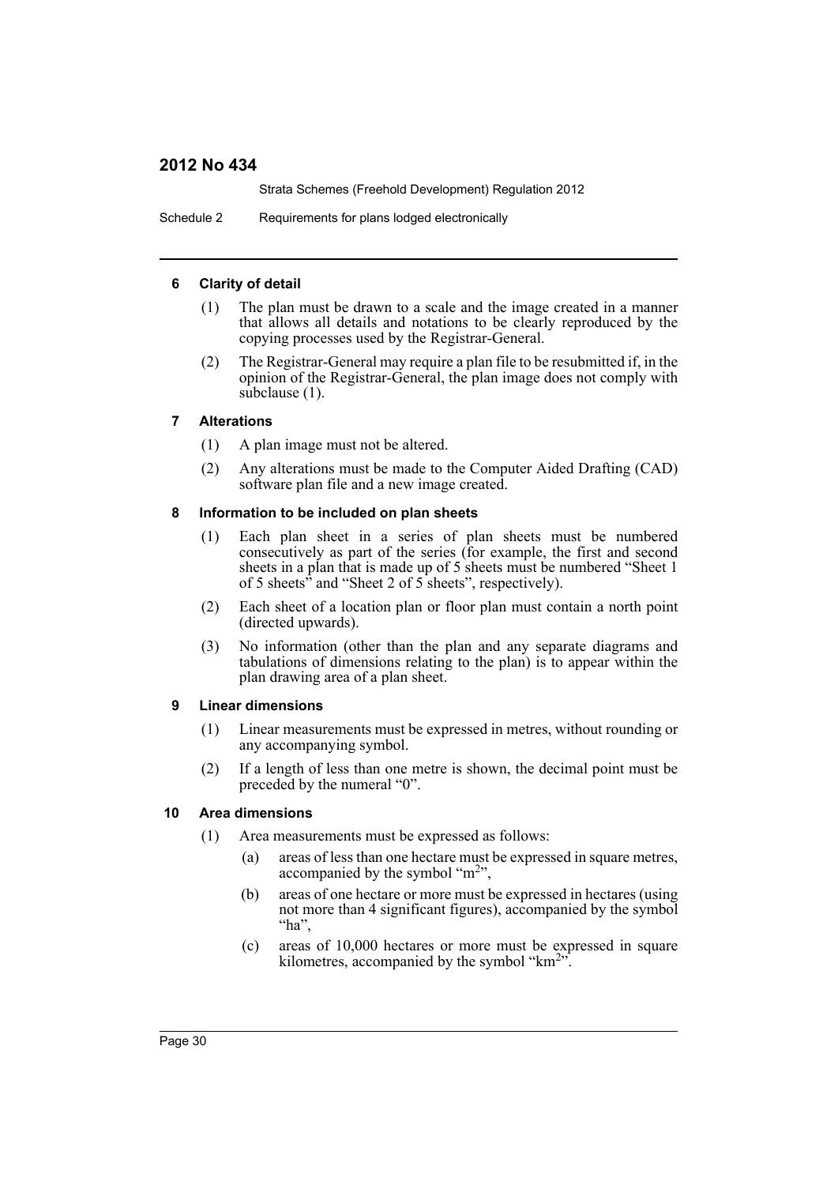#### 6 Clarity of detail

(1) The plan must be drawn to a scale and the image created in a manner that allows all details and notations to be clearly reproduced by the copying processes used by the Registrar-General.

(2) The Registrar-General may require a plan file to be resubmitted if, in the opinion of the Registrar-General, the plan image does not comply with subclause (1).

#### 7 Alterations

(1) A plan image must not be altered.

(2) Any alterations must be made to the Computer Aided Drafting (CAD) software plan file and a new image created.

#### 8 Information to be included on plan sheets

(1) Each plan sheet in a series of plan sheets must be numbered consecutively as part of the series (for example, the first and second sheets in a plan that is made up of 5 sheets must be numbered "Sheet 1 of 5 sheets" and "Sheet 2 of 5 sheets", respectively).

(2) Each sheet of a location plan or floor plan must contain a north point (directed upwards).

(3) No information (other than the plan and any separate diagrams and tabulations of dimensions relating to the plan) is to appear within the plan drawing area of a plan sheet.

#### 9 Linear dimensions

(1) Linear measurements must be expressed in metres, without rounding or any accompanying symbol.

(2) If a length of less than one metre is shown, the decimal point must be preceded by the numeral "0".

#### 10 Area dimensions

(1) Area measurements must be expressed as follows:

(a) areas of less than one hectare must be expressed in square metres, accompanied by the symbol "$m^2$",

(b) areas of one hectare or more must be expressed in hectares (using not more than 4 significant figures), accompanied by the symbol "ha",

(c) areas of 10,000 hectares or more must be expressed in square kilometres, accompanied by the symbol "$km^2$".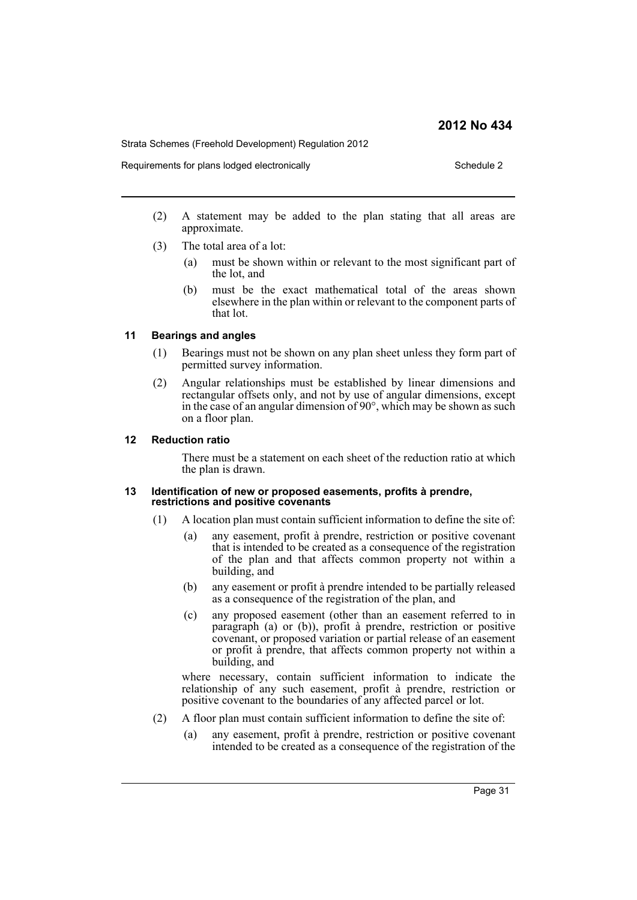(2) A statement may be added to the plan stating that all areas are approximate.

(3) The total area of a lot:

- (a) must be shown within or relevant to the most significant part of the lot, and
- (b) must be the exact mathematical total of the areas shown elsewhere in the plan within or relevant to the component parts of that lot.

### 11 Bearings and angles

(1) Bearings must not be shown on any plan sheet unless they form part of permitted survey information.

(2) Angular relationships must be established by linear dimensions and rectangular offsets only, and not by use of angular dimensions, except in the case of an angular dimension of 90°, which may be shown as such on a floor plan.

### 12 Reduction ratio

There must be a statement on each sheet of the reduction ratio at which the plan is drawn.

### 13 Identification of new or proposed easements, profits à prendre, restrictions and positive covenants

(1) A location plan must contain sufficient information to define the site of:

- (a) any easement, profit à prendre, restriction or positive covenant that is intended to be created as a consequence of the registration of the plan and that affects common property not within a building, and
- (b) any easement or profit à prendre intended to be partially released as a consequence of the registration of the plan, and
- (c) any proposed easement (other than an easement referred to in paragraph (a) or (b)), profit à prendre, restriction or positive covenant, or proposed variation or partial release of an easement or profit à prendre, that affects common property not within a building, and

where necessary, contain sufficient information to indicate the relationship of any such easement, profit à prendre, restriction or positive covenant to the boundaries of any affected parcel or lot.

(2) A floor plan must contain sufficient information to define the site of:

- (a) any easement, profit à prendre, restriction or positive covenant intended to be created as a consequence of the registration of the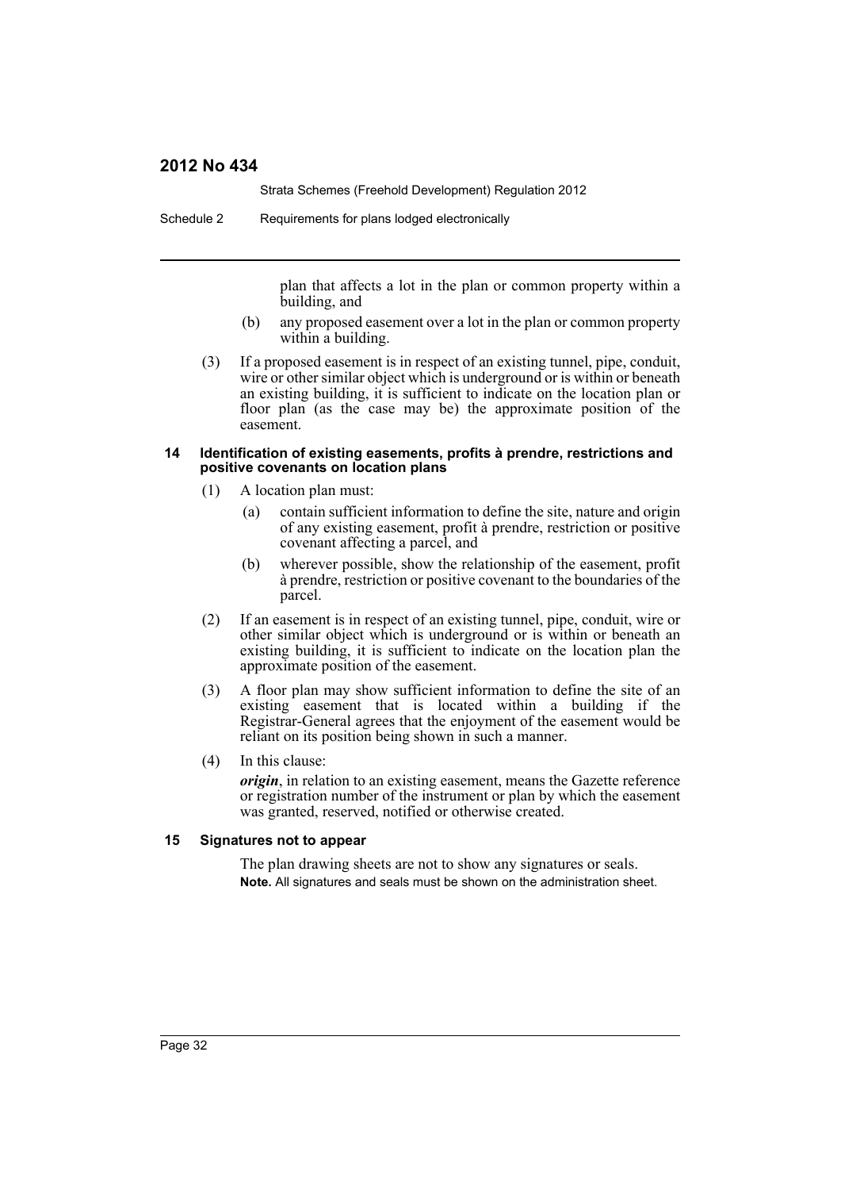plan that affects a lot in the plan or common property within a building, and

(b) any proposed easement over a lot in the plan or common property within a building.

(3) If a proposed easement is in respect of an existing tunnel, pipe, conduit, wire or other similar object which is underground or is within or beneath an existing building, it is sufficient to indicate on the location plan or floor plan (as the case may be) the approximate position of the easement.

#### 14 Identification of existing easements, profits à prendre, restrictions and positive covenants on location plans

(1) A location plan must:

(a) contain sufficient information to define the site, nature and origin of any existing easement, profit à prendre, restriction or positive covenant affecting a parcel, and

(b) wherever possible, show the relationship of the easement, profit à prendre, restriction or positive covenant to the boundaries of the parcel.

(2) If an easement is in respect of an existing tunnel, pipe, conduit, wire or other similar object which is underground or is within or beneath an existing building, it is sufficient to indicate on the location plan the approximate position of the easement.

(3) A floor plan may show sufficient information to define the site of an existing easement that is located within a building if the Registrar-General agrees that the enjoyment of the easement would be reliant on its position being shown in such a manner.

(4) In this clause:

***origin***, in relation to an existing easement, means the Gazette reference or registration number of the instrument or plan by which the easement was granted, reserved, notified or otherwise created.

#### 15 Signatures not to appear

The plan drawing sheets are not to show any signatures or seals.

**Note.** All signatures and seals must be shown on the administration sheet.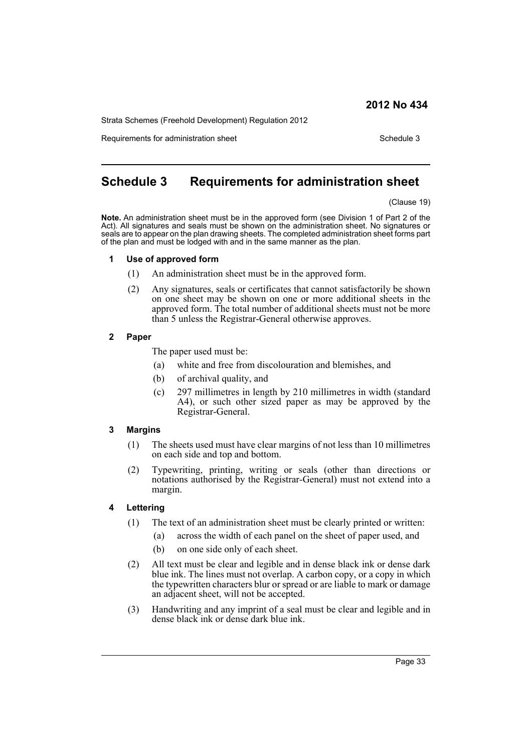# Schedule 3 Requirements for administration sheet

(Clause 19)

**Note.** An administration sheet must be in the approved form (see Division 1 of Part 2 of the Act). All signatures and seals must be shown on the administration sheet. No signatures or seals are to appear on the plan drawing sheets. The completed administration sheet forms part of the plan and must be lodged with and in the same manner as the plan.

### 1 Use of approved form

(1) An administration sheet must be in the approved form.

(2) Any signatures, seals or certificates that cannot satisfactorily be shown on one sheet may be shown on one or more additional sheets in the approved form. The total number of additional sheets must not be more than 5 unless the Registrar-General otherwise approves.

### 2 Paper

The paper used must be:

(a) white and free from discolouration and blemishes, and

(b) of archival quality, and

(c) 297 millimetres in length by 210 millimetres in width (standard A4), or such other sized paper as may be approved by the Registrar-General.

### 3 Margins

(1) The sheets used must have clear margins of not less than 10 millimetres on each side and top and bottom.

(2) Typewriting, printing, writing or seals (other than directions or notations authorised by the Registrar-General) must not extend into a margin.

### 4 Lettering

(1) The text of an administration sheet must be clearly printed or written:

(a) across the width of each panel on the sheet of paper used, and

(b) on one side only of each sheet.

(2) All text must be clear and legible and in dense black ink or dense dark blue ink. The lines must not overlap. A carbon copy, or a copy in which the typewritten characters blur or spread or are liable to mark or damage an adjacent sheet, will not be accepted.

(3) Handwriting and any imprint of a seal must be clear and legible and in dense black ink or dense dark blue ink.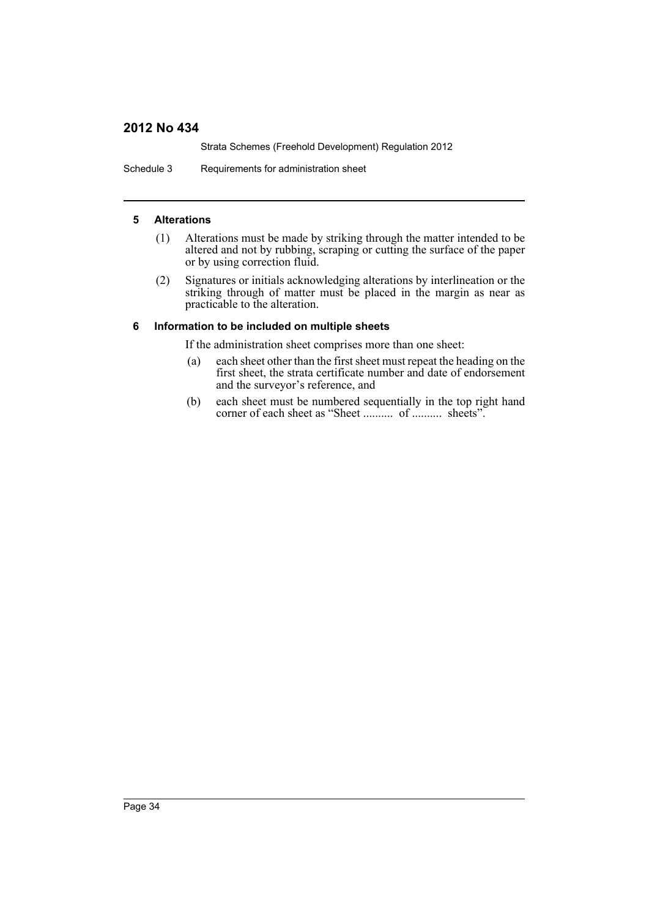#### 5 Alterations

(1) Alterations must be made by striking through the matter intended to be altered and not by rubbing, scraping or cutting the surface of the paper or by using correction fluid.

(2) Signatures or initials acknowledging alterations by interlineation or the striking through of matter must be placed in the margin as near as practicable to the alteration.

#### 6 Information to be included on multiple sheets

If the administration sheet comprises more than one sheet:

(a) each sheet other than the first sheet must repeat the heading on the first sheet, the strata certificate number and date of endorsement and the surveyor's reference, and

(b) each sheet must be numbered sequentially in the top right hand corner of each sheet as "Sheet .......... of .......... sheets".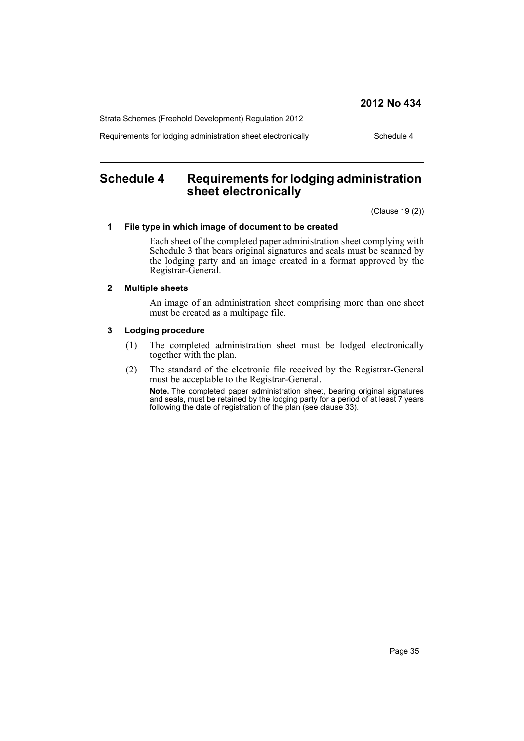# Schedule 4 Requirements for lodging administration sheet electronically

(Clause 19 (2))

### 1 File type in which image of document to be created

Each sheet of the completed paper administration sheet complying with Schedule 3 that bears original signatures and seals must be scanned by the lodging party and an image created in a format approved by the Registrar-General.

### 2 Multiple sheets

An image of an administration sheet comprising more than one sheet must be created as a multipage file.

### 3 Lodging procedure

(1) The completed administration sheet must be lodged electronically together with the plan.

(2) The standard of the electronic file received by the Registrar-General must be acceptable to the Registrar-General.

**Note.** The completed paper administration sheet, bearing original signatures and seals, must be retained by the lodging party for a period of at least 7 years following the date of registration of the plan (see clause 33).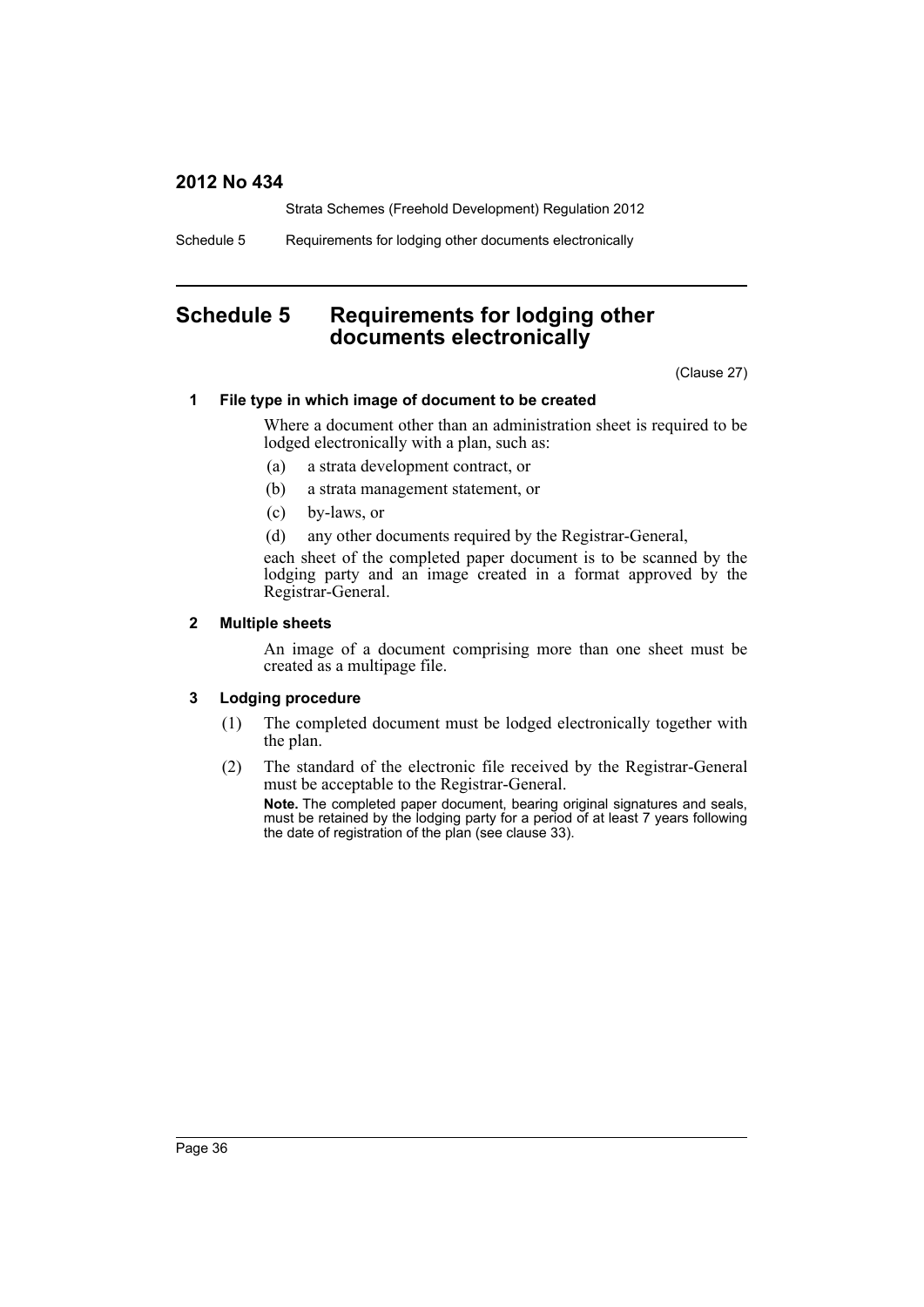# Schedule 5 Requirements for lodging other documents electronically

(Clause 27)

### 1 File type in which image of document to be created

Where a document other than an administration sheet is required to be lodged electronically with a plan, such as:

(a) a strata development contract, or

(b) a strata management statement, or

(c) by-laws, or

(d) any other documents required by the Registrar-General,

each sheet of the completed paper document is to be scanned by the lodging party and an image created in a format approved by the Registrar-General.

### 2 Multiple sheets

An image of a document comprising more than one sheet must be created as a multipage file.

### 3 Lodging procedure

(1) The completed document must be lodged electronically together with the plan.

(2) The standard of the electronic file received by the Registrar-General must be acceptable to the Registrar-General.

**Note.** The completed paper document, bearing original signatures and seals, must be retained by the lodging party for a period of at least 7 years following the date of registration of the plan (see clause 33).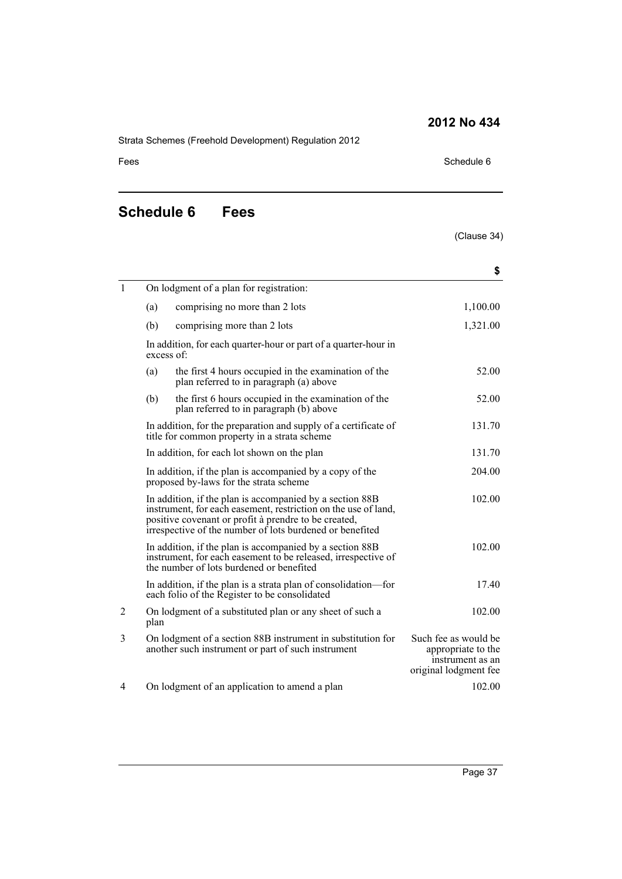# Schedule 6 Fees

(Clause 34)

| | | | $ |
|---|---|---|---|
| 1 | On lodgment of a plan for registration: | | |
| | (a) | comprising no more than 2 lots | 1,100.00 |
| | (b) | comprising more than 2 lots | 1,321.00 |
| | In addition, for each quarter-hour or part of a quarter-hour in excess of: | | |
| | (a) | the first 4 hours occupied in the examination of the plan referred to in paragraph (a) above | 52.00 |
| | (b) | the first 6 hours occupied in the examination of the plan referred to in paragraph (b) above | 52.00 |
| | In addition, for the preparation and supply of a certificate of title for common property in a strata scheme | | 131.70 |
| | In addition, for each lot shown on the plan | | 131.70 |
| | In addition, if the plan is accompanied by a copy of the proposed by-laws for the strata scheme | | 204.00 |
| | In addition, if the plan is accompanied by a section 88B instrument, for each easement, restriction on the use of land, positive covenant or profit à prendre to be created, irrespective of the number of lots burdened or benefited | | 102.00 |
| | In addition, if the plan is accompanied by a section 88B instrument, for each easement to be released, irrespective of the number of lots burdened or benefited | | 102.00 |
| | In addition, if the plan is a strata plan of consolidation—for each folio of the Register to be consolidated | | 17.40 |
| 2 | On lodgment of a substituted plan or any sheet of such a plan | | 102.00 |
| 3 | On lodgment of a section 88B instrument in substitution for another such instrument or part of such instrument | | Such fee as would be appropriate to the instrument as an original lodgment fee |
| 4 | On lodgment of an application to amend a plan | | 102.00 |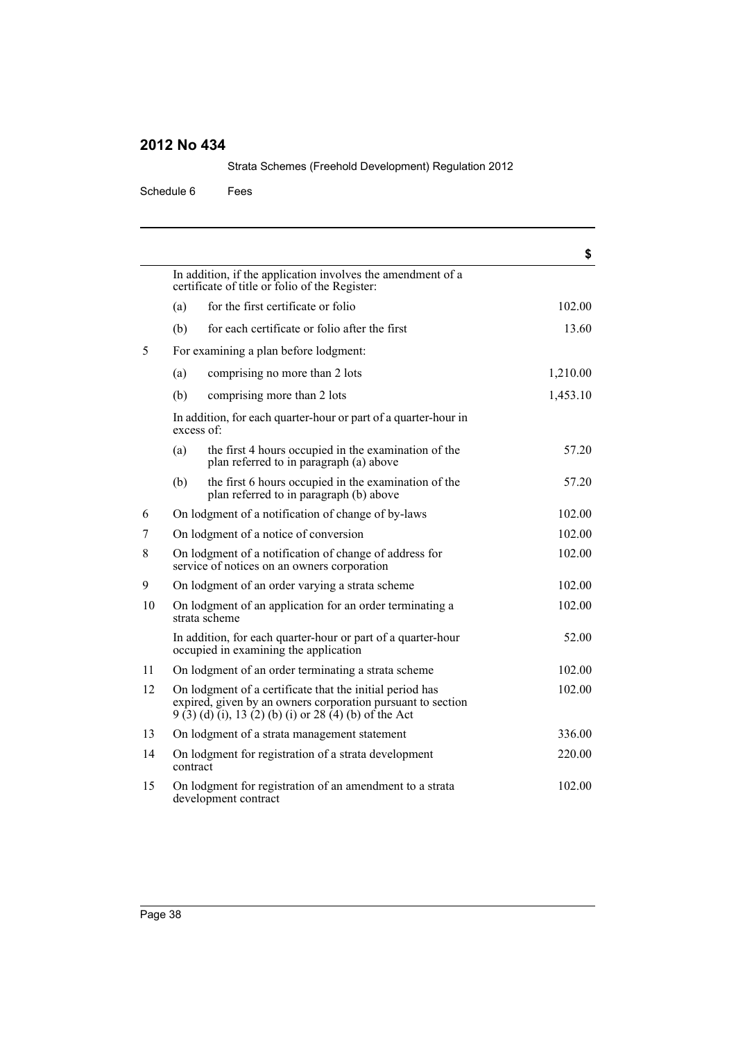| | | $ |
|---|---|---|
| | In addition, if the application involves the amendment of a certificate of title or folio of the Register: | |
| | (a) for the first certificate or folio | 102.00 |
| | (b) for each certificate or folio after the first | 13.60 |
| 5 | For examining a plan before lodgment: | |
| | (a) comprising no more than 2 lots | 1,210.00 |
| | (b) comprising more than 2 lots | 1,453.10 |
| | In addition, for each quarter-hour or part of a quarter-hour in excess of: | |
| | (a) the first 4 hours occupied in the examination of the plan referred to in paragraph (a) above | 57.20 |
| | (b) the first 6 hours occupied in the examination of the plan referred to in paragraph (b) above | 57.20 |
| 6 | On lodgment of a notification of change of by-laws | 102.00 |
| 7 | On lodgment of a notice of conversion | 102.00 |
| 8 | On lodgment of a notification of change of address for service of notices on an owners corporation | 102.00 |
| 9 | On lodgment of an order varying a strata scheme | 102.00 |
| 10 | On lodgment of an application for an order terminating a strata scheme | 102.00 |
| | In addition, for each quarter-hour or part of a quarter-hour occupied in examining the application | 52.00 |
| 11 | On lodgment of an order terminating a strata scheme | 102.00 |
| 12 | On lodgment of a certificate that the initial period has expired, given by an owners corporation pursuant to section 9 (3) (d) (i), 13 (2) (b) (i) or 28 (4) (b) of the Act | 102.00 |
| 13 | On lodgment of a strata management statement | 336.00 |
| 14 | On lodgment for registration of a strata development contract | 220.00 |
| 15 | On lodgment for registration of an amendment to a strata development contract | 102.00 |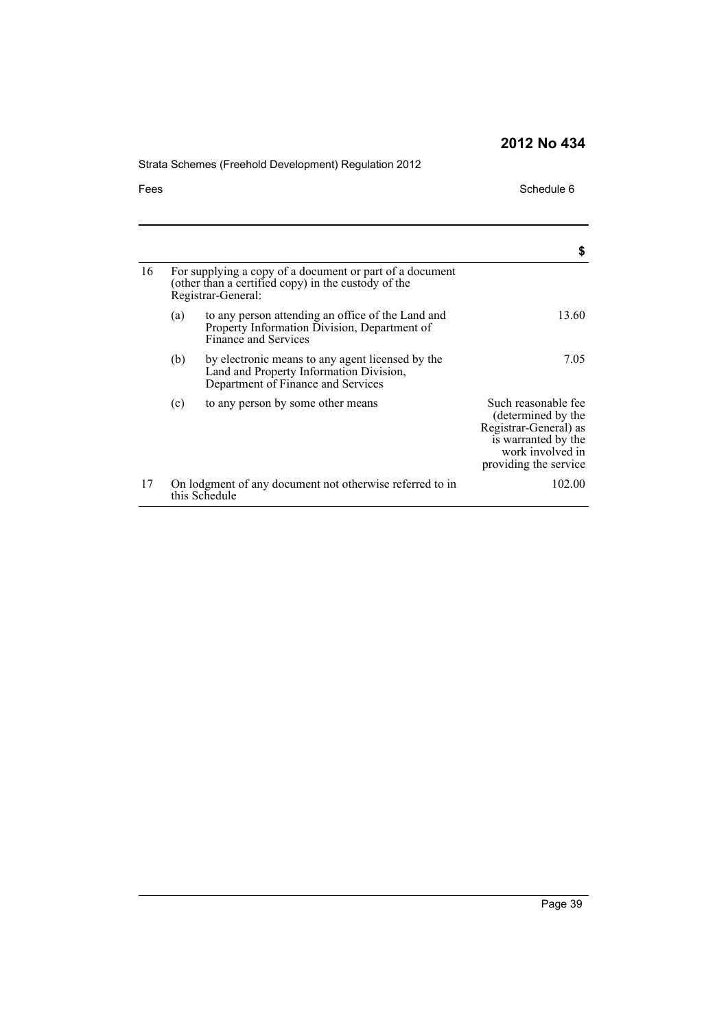| | | | $ |
|---|---|---|---|
| 16 | For supplying a copy of a document or part of a document (other than a certified copy) in the custody of the Registrar-General: | | |
| | (a) | to any person attending an office of the Land and Property Information Division, Department of Finance and Services | 13.60 |
| | (b) | by electronic means to any agent licensed by the Land and Property Information Division, Department of Finance and Services | 7.05 |
| | (c) | to any person by some other means | Such reasonable fee (determined by the Registrar-General) as is warranted by the work involved in providing the service |
| 17 | On lodgment of any document not otherwise referred to in this Schedule | | 102.00 |